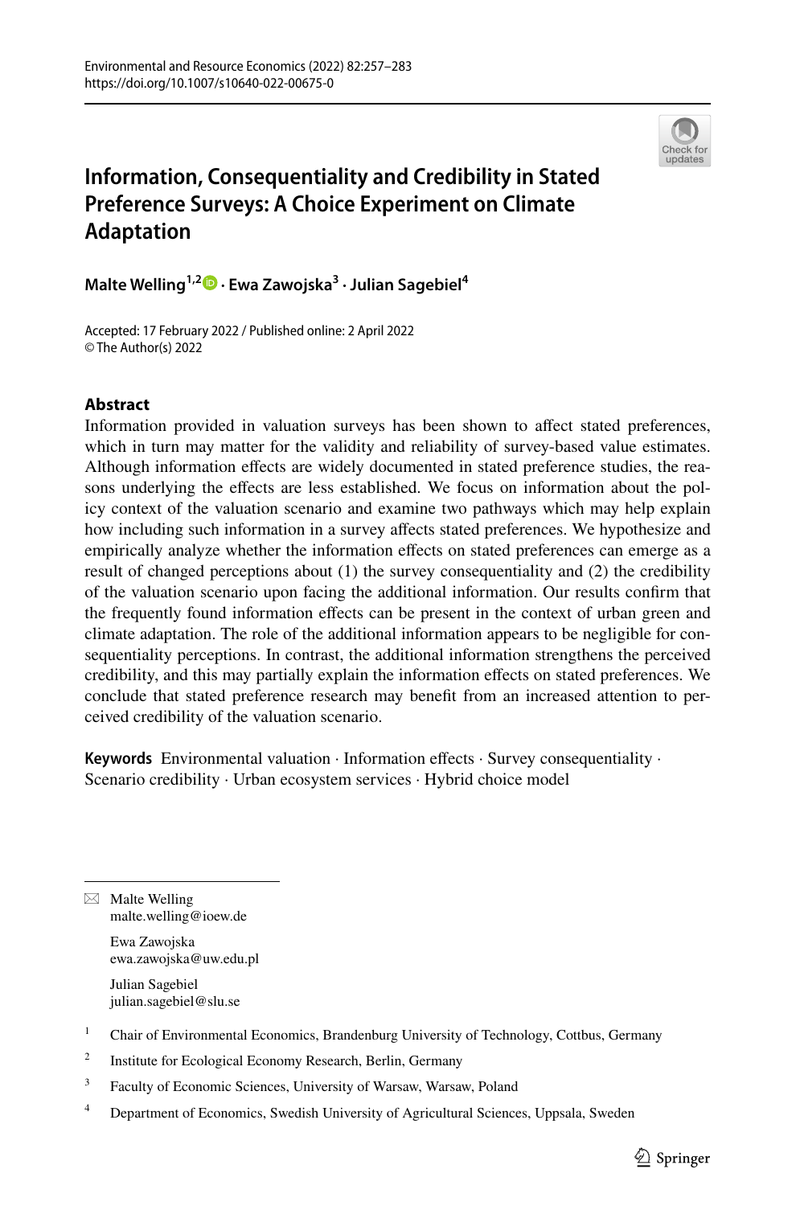# Information, Consequentiality and Credibility in Stated Preference Surveys: A Choice Experiment on Climate Adaptation

**Malte Welling[1,2] · Ewa Zawojska[3] · Julian Sagebiel[4]**

Accepted: 17 February 2022 / Published online: 2 April 2022
© The Author(s) 2022

## Abstract

Information provided in valuation surveys has been shown to affect stated preferences, which in turn may matter for the validity and reliability of survey-based value estimates. Although information effects are widely documented in stated preference studies, the reasons underlying the effects are less established. We focus on information about the policy context of the valuation scenario and examine two pathways which may help explain how including such information in a survey affects stated preferences. We hypothesize and empirically analyze whether the information effects on stated preferences can emerge as a result of changed perceptions about (1) the survey consequentiality and (2) the credibility of the valuation scenario upon facing the additional information. Our results confirm that the frequently found information effects can be present in the context of urban green and climate adaptation. The role of the additional information appears to be negligible for consequentiality perceptions. In contrast, the additional information strengthens the perceived credibility, and this may partially explain the information effects on stated preferences. We conclude that stated preference research may benefit from an increased attention to perceived credibility of the valuation scenario.

**Keywords** Environmental valuation · Information effects · Survey consequentiality · Scenario credibility · Urban ecosystem services · Hybrid choice model

---

✉ Malte Welling
malte.welling@ioew.de

Ewa Zawojska
ewa.zawojska@uw.edu.pl

Julian Sagebiel
julian.sagebiel@slu.se

[1] Chair of Environmental Economics, Brandenburg University of Technology, Cottbus, Germany

[2] Institute for Ecological Economy Research, Berlin, Germany

[3] Faculty of Economic Sciences, University of Warsaw, Warsaw, Poland

[4] Department of Economics, Swedish University of Agricultural Sciences, Uppsala, Sweden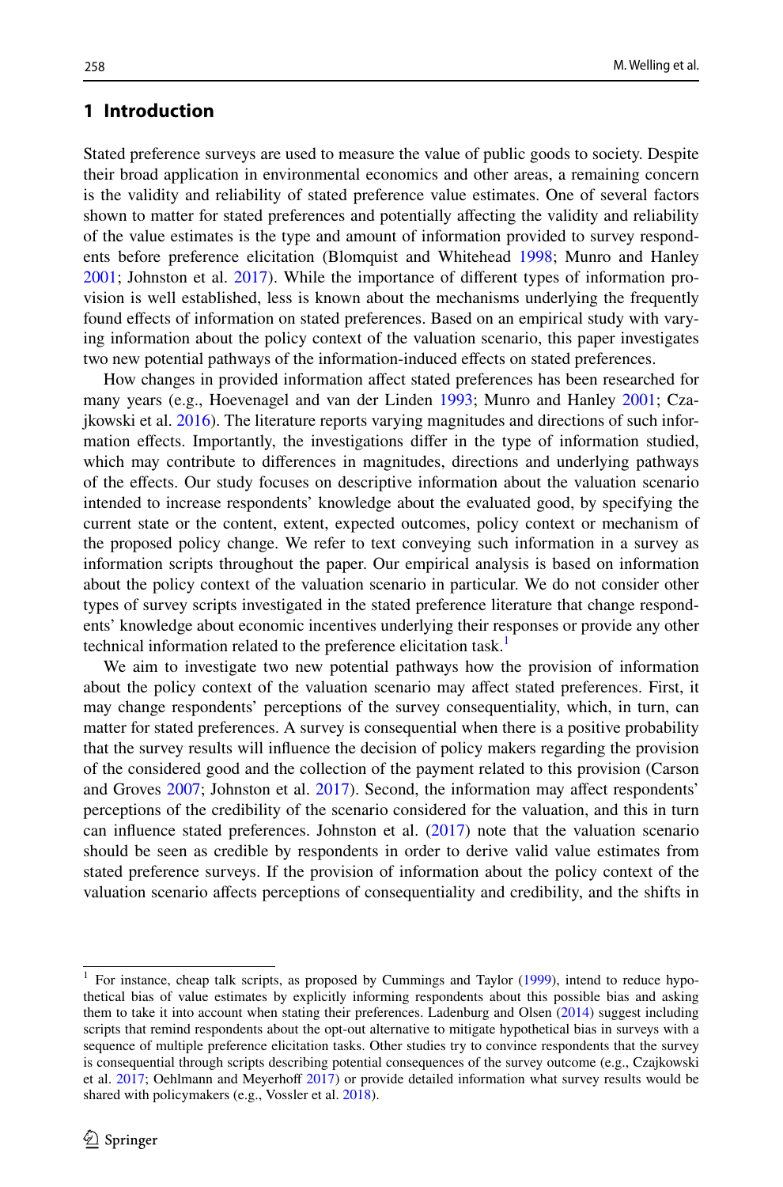## 1 Introduction

Stated preference surveys are used to measure the value of public goods to society. Despite their broad application in environmental economics and other areas, a remaining concern is the validity and reliability of stated preference value estimates. One of several factors shown to matter for stated preferences and potentially affecting the validity and reliability of the value estimates is the type and amount of information provided to survey respondents before preference elicitation (Blomquist and Whitehead 1998; Munro and Hanley 2001; Johnston et al. 2017). While the importance of different types of information provision is well established, less is known about the mechanisms underlying the frequently found effects of information on stated preferences. Based on an empirical study with varying information about the policy context of the valuation scenario, this paper investigates two new potential pathways of the information-induced effects on stated preferences.

How changes in provided information affect stated preferences has been researched for many years (e.g., Hoevenagel and van der Linden 1993; Munro and Hanley 2001; Czajkowski et al. 2016). The literature reports varying magnitudes and directions of such information effects. Importantly, the investigations differ in the type of information studied, which may contribute to differences in magnitudes, directions and underlying pathways of the effects. Our study focuses on descriptive information about the valuation scenario intended to increase respondents' knowledge about the evaluated good, by specifying the current state or the content, extent, expected outcomes, policy context or mechanism of the proposed policy change. We refer to text conveying such information in a survey as information scripts throughout the paper. Our empirical analysis is based on information about the policy context of the valuation scenario in particular. We do not consider other types of survey scripts investigated in the stated preference literature that change respondents' knowledge about economic incentives underlying their responses or provide any other technical information related to the preference elicitation task.[1]

We aim to investigate two new potential pathways how the provision of information about the policy context of the valuation scenario may affect stated preferences. First, it may change respondents' perceptions of the survey consequentiality, which, in turn, can matter for stated preferences. A survey is consequential when there is a positive probability that the survey results will influence the decision of policy makers regarding the provision of the considered good and the collection of the payment related to this provision (Carson and Groves 2007; Johnston et al. 2017). Second, the information may affect respondents' perceptions of the credibility of the scenario considered for the valuation, and this in turn can influence stated preferences. Johnston et al. (2017) note that the valuation scenario should be seen as credible by respondents in order to derive valid value estimates from stated preference surveys. If the provision of information about the policy context of the valuation scenario affects perceptions of consequentiality and credibility, and the shifts in

[1] For instance, cheap talk scripts, as proposed by Cummings and Taylor (1999), intend to reduce hypothetical bias of value estimates by explicitly informing respondents about this possible bias and asking them to take it into account when stating their preferences. Ladenburg and Olsen (2014) suggest including scripts that remind respondents about the opt-out alternative to mitigate hypothetical bias in surveys with a sequence of multiple preference elicitation tasks. Other studies try to convince respondents that the survey is consequential through scripts describing potential consequences of the survey outcome (e.g., Czajkowski et al. 2017; Oehlmann and Meyerhoff 2017) or provide detailed information what survey results would be shared with policymakers (e.g., Vossler et al. 2018).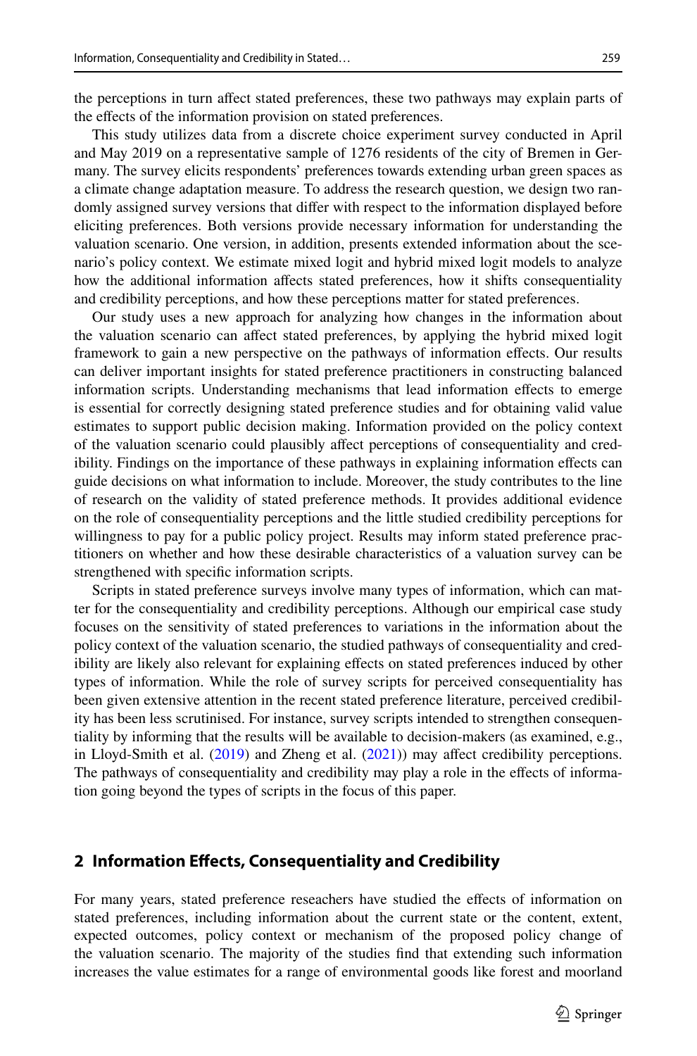the perceptions in turn affect stated preferences, these two pathways may explain parts of the effects of the information provision on stated preferences.

This study utilizes data from a discrete choice experiment survey conducted in April and May 2019 on a representative sample of 1276 residents of the city of Bremen in Germany. The survey elicits respondents' preferences towards extending urban green spaces as a climate change adaptation measure. To address the research question, we design two randomly assigned survey versions that differ with respect to the information displayed before eliciting preferences. Both versions provide necessary information for understanding the valuation scenario. One version, in addition, presents extended information about the scenario's policy context. We estimate mixed logit and hybrid mixed logit models to analyze how the additional information affects stated preferences, how it shifts consequentiality and credibility perceptions, and how these perceptions matter for stated preferences.

Our study uses a new approach for analyzing how changes in the information about the valuation scenario can affect stated preferences, by applying the hybrid mixed logit framework to gain a new perspective on the pathways of information effects. Our results can deliver important insights for stated preference practitioners in constructing balanced information scripts. Understanding mechanisms that lead information effects to emerge is essential for correctly designing stated preference studies and for obtaining valid value estimates to support public decision making. Information provided on the policy context of the valuation scenario could plausibly affect perceptions of consequentiality and credibility. Findings on the importance of these pathways in explaining information effects can guide decisions on what information to include. Moreover, the study contributes to the line of research on the validity of stated preference methods. It provides additional evidence on the role of consequentiality perceptions and the little studied credibility perceptions for willingness to pay for a public policy project. Results may inform stated preference practitioners on whether and how these desirable characteristics of a valuation survey can be strengthened with specific information scripts.

Scripts in stated preference surveys involve many types of information, which can matter for the consequentiality and credibility perceptions. Although our empirical case study focuses on the sensitivity of stated preferences to variations in the information about the policy context of the valuation scenario, the studied pathways of consequentiality and credibility are likely also relevant for explaining effects on stated preferences induced by other types of information. While the role of survey scripts for perceived consequentiality has been given extensive attention in the recent stated preference literature, perceived credibility has been less scrutinised. For instance, survey scripts intended to strengthen consequentiality by informing that the results will be available to decision-makers (as examined, e.g., in Lloyd-Smith et al. (2019) and Zheng et al. (2021)) may affect credibility perceptions. The pathways of consequentiality and credibility may play a role in the effects of information going beyond the types of scripts in the focus of this paper.

## 2 Information Effects, Consequentiality and Credibility

For many years, stated preference reseachers have studied the effects of information on stated preferences, including information about the current state or the content, extent, expected outcomes, policy context or mechanism of the proposed policy change of the valuation scenario. The majority of the studies find that extending such information increases the value estimates for a range of environmental goods like forest and moorland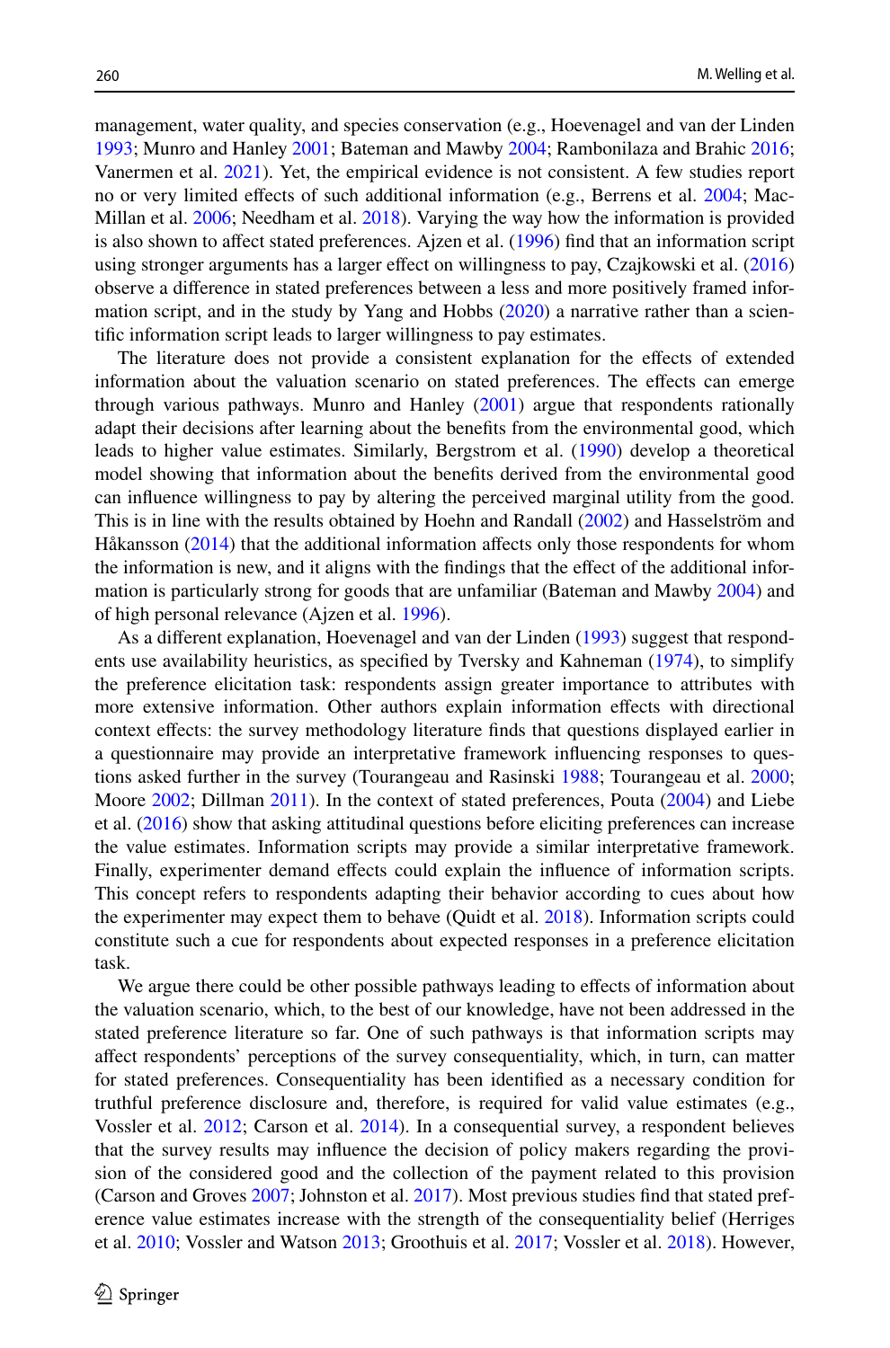management, water quality, and species conservation (e.g., Hoevenagel and van der Linden 1993; Munro and Hanley 2001; Bateman and Mawby 2004; Rambonilaza and Brahic 2016; Vanermen et al. 2021). Yet, the empirical evidence is not consistent. A few studies report no or very limited effects of such additional information (e.g., Berrens et al. 2004; MacMillan et al. 2006; Needham et al. 2018). Varying the way how the information is provided is also shown to affect stated preferences. Ajzen et al. (1996) find that an information script using stronger arguments has a larger effect on willingness to pay, Czajkowski et al. (2016) observe a difference in stated preferences between a less and more positively framed information script, and in the study by Yang and Hobbs (2020) a narrative rather than a scientific information script leads to larger willingness to pay estimates.

The literature does not provide a consistent explanation for the effects of extended information about the valuation scenario on stated preferences. The effects can emerge through various pathways. Munro and Hanley (2001) argue that respondents rationally adapt their decisions after learning about the benefits from the environmental good, which leads to higher value estimates. Similarly, Bergstrom et al. (1990) develop a theoretical model showing that information about the benefits derived from the environmental good can influence willingness to pay by altering the perceived marginal utility from the good. This is in line with the results obtained by Hoehn and Randall (2002) and Hasselström and Håkansson (2014) that the additional information affects only those respondents for whom the information is new, and it aligns with the findings that the effect of the additional information is particularly strong for goods that are unfamiliar (Bateman and Mawby 2004) and of high personal relevance (Ajzen et al. 1996).

As a different explanation, Hoevenagel and van der Linden (1993) suggest that respondents use availability heuristics, as specified by Tversky and Kahneman (1974), to simplify the preference elicitation task: respondents assign greater importance to attributes with more extensive information. Other authors explain information effects with directional context effects: the survey methodology literature finds that questions displayed earlier in a questionnaire may provide an interpretative framework influencing responses to questions asked further in the survey (Tourangeau and Rasinski 1988; Tourangeau et al. 2000; Moore 2002; Dillman 2011). In the context of stated preferences, Pouta (2004) and Liebe et al. (2016) show that asking attitudinal questions before eliciting preferences can increase the value estimates. Information scripts may provide a similar interpretative framework. Finally, experimenter demand effects could explain the influence of information scripts. This concept refers to respondents adapting their behavior according to cues about how the experimenter may expect them to behave (Quidt et al. 2018). Information scripts could constitute such a cue for respondents about expected responses in a preference elicitation task.

We argue there could be other possible pathways leading to effects of information about the valuation scenario, which, to the best of our knowledge, have not been addressed in the stated preference literature so far. One of such pathways is that information scripts may affect respondents' perceptions of the survey consequentiality, which, in turn, can matter for stated preferences. Consequentiality has been identified as a necessary condition for truthful preference disclosure and, therefore, is required for valid value estimates (e.g., Vossler et al. 2012; Carson et al. 2014). In a consequential survey, a respondent believes that the survey results may influence the decision of policy makers regarding the provision of the considered good and the collection of the payment related to this provision (Carson and Groves 2007; Johnston et al. 2017). Most previous studies find that stated preference value estimates increase with the strength of the consequentiality belief (Herriges et al. 2010; Vossler and Watson 2013; Groothuis et al. 2017; Vossler et al. 2018). However,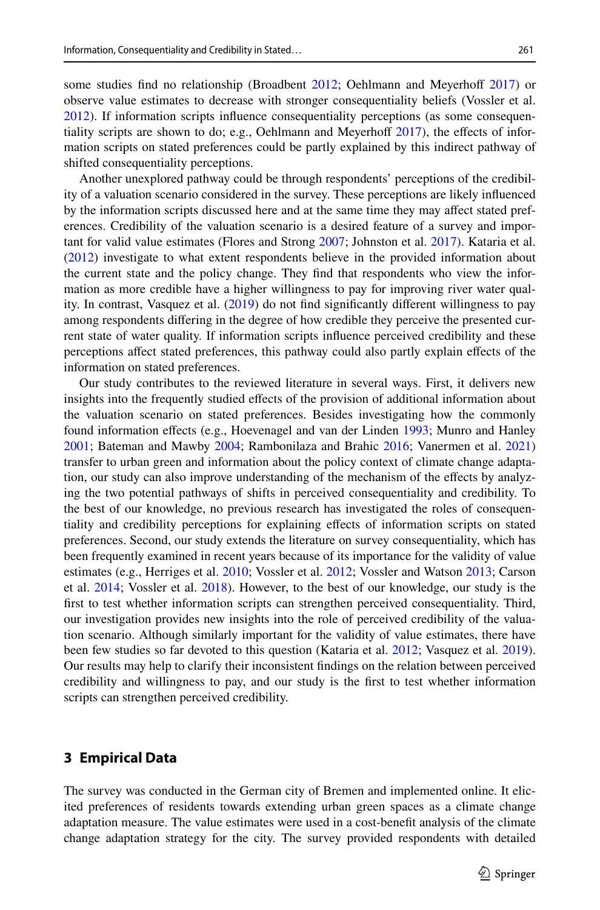some studies find no relationship (Broadbent 2012; Oehlmann and Meyerhoff 2017) or observe value estimates to decrease with stronger consequentiality beliefs (Vossler et al. 2012). If information scripts influence consequentiality perceptions (as some consequentiality scripts are shown to do; e.g., Oehlmann and Meyerhoff 2017), the effects of information scripts on stated preferences could be partly explained by this indirect pathway of shifted consequentiality perceptions.

Another unexplored pathway could be through respondents' perceptions of the credibility of a valuation scenario considered in the survey. These perceptions are likely influenced by the information scripts discussed here and at the same time they may affect stated preferences. Credibility of the valuation scenario is a desired feature of a survey and important for valid value estimates (Flores and Strong 2007; Johnston et al. 2017). Kataria et al. (2012) investigate to what extent respondents believe in the provided information about the current state and the policy change. They find that respondents who view the information as more credible have a higher willingness to pay for improving river water quality. In contrast, Vasquez et al. (2019) do not find significantly different willingness to pay among respondents differing in the degree of how credible they perceive the presented current state of water quality. If information scripts influence perceived credibility and these perceptions affect stated preferences, this pathway could also partly explain effects of the information on stated preferences.

Our study contributes to the reviewed literature in several ways. First, it delivers new insights into the frequently studied effects of the provision of additional information about the valuation scenario on stated preferences. Besides investigating how the commonly found information effects (e.g., Hoevenagel and van der Linden 1993; Munro and Hanley 2001; Bateman and Mawby 2004; Rambonilaza and Brahic 2016; Vanermen et al. 2021) transfer to urban green and information about the policy context of climate change adaptation, our study can also improve understanding of the mechanism of the effects by analyzing the two potential pathways of shifts in perceived consequentiality and credibility. To the best of our knowledge, no previous research has investigated the roles of consequentiality and credibility perceptions for explaining effects of information scripts on stated preferences. Second, our study extends the literature on survey consequentiality, which has been frequently examined in recent years because of its importance for the validity of value estimates (e.g., Herriges et al. 2010; Vossler et al. 2012; Vossler and Watson 2013; Carson et al. 2014; Vossler et al. 2018). However, to the best of our knowledge, our study is the first to test whether information scripts can strengthen perceived consequentiality. Third, our investigation provides new insights into the role of perceived credibility of the valuation scenario. Although similarly important for the validity of value estimates, there have been few studies so far devoted to this question (Kataria et al. 2012; Vasquez et al. 2019). Our results may help to clarify their inconsistent findings on the relation between perceived credibility and willingness to pay, and our study is the first to test whether information scripts can strengthen perceived credibility.

## 3 Empirical Data

The survey was conducted in the German city of Bremen and implemented online. It elicited preferences of residents towards extending urban green spaces as a climate change adaptation measure. The value estimates were used in a cost-benefit analysis of the climate change adaptation strategy for the city. The survey provided respondents with detailed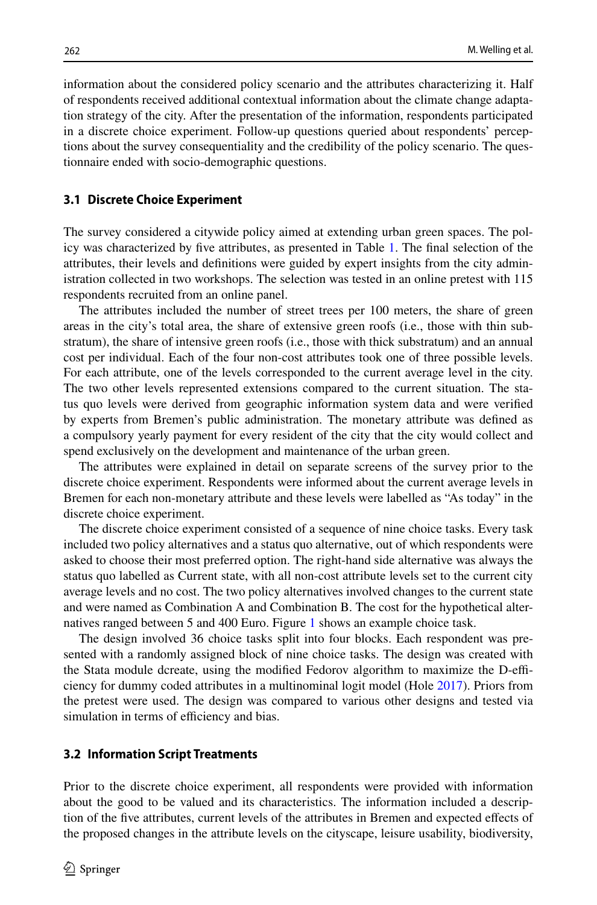information about the considered policy scenario and the attributes characterizing it. Half of respondents received additional contextual information about the climate change adaptation strategy of the city. After the presentation of the information, respondents participated in a discrete choice experiment. Follow-up questions queried about respondents' perceptions about the survey consequentiality and the credibility of the policy scenario. The questionnaire ended with socio-demographic questions.

### 3.1 Discrete Choice Experiment

The survey considered a citywide policy aimed at extending urban green spaces. The policy was characterized by five attributes, as presented in Table 1. The final selection of the attributes, their levels and definitions were guided by expert insights from the city administration collected in two workshops. The selection was tested in an online pretest with 115 respondents recruited from an online panel.

The attributes included the number of street trees per 100 meters, the share of green areas in the city's total area, the share of extensive green roofs (i.e., those with thin substratum), the share of intensive green roofs (i.e., those with thick substratum) and an annual cost per individual. Each of the four non-cost attributes took one of three possible levels. For each attribute, one of the levels corresponded to the current average level in the city. The two other levels represented extensions compared to the current situation. The status quo levels were derived from geographic information system data and were verified by experts from Bremen's public administration. The monetary attribute was defined as a compulsory yearly payment for every resident of the city that the city would collect and spend exclusively on the development and maintenance of the urban green.

The attributes were explained in detail on separate screens of the survey prior to the discrete choice experiment. Respondents were informed about the current average levels in Bremen for each non-monetary attribute and these levels were labelled as "As today" in the discrete choice experiment.

The discrete choice experiment consisted of a sequence of nine choice tasks. Every task included two policy alternatives and a status quo alternative, out of which respondents were asked to choose their most preferred option. The right-hand side alternative was always the status quo labelled as Current state, with all non-cost attribute levels set to the current city average levels and no cost. The two policy alternatives involved changes to the current state and were named as Combination A and Combination B. The cost for the hypothetical alternatives ranged between 5 and 400 Euro. Figure 1 shows an example choice task.

The design involved 36 choice tasks split into four blocks. Each respondent was presented with a randomly assigned block of nine choice tasks. The design was created with the Stata module dcreate, using the modified Fedorov algorithm to maximize the D-efficiency for dummy coded attributes in a multinominal logit model (Hole 2017). Priors from the pretest were used. The design was compared to various other designs and tested via simulation in terms of efficiency and bias.

### 3.2 Information Script Treatments

Prior to the discrete choice experiment, all respondents were provided with information about the good to be valued and its characteristics. The information included a description of the five attributes, current levels of the attributes in Bremen and expected effects of the proposed changes in the attribute levels on the cityscape, leisure usability, biodiversity,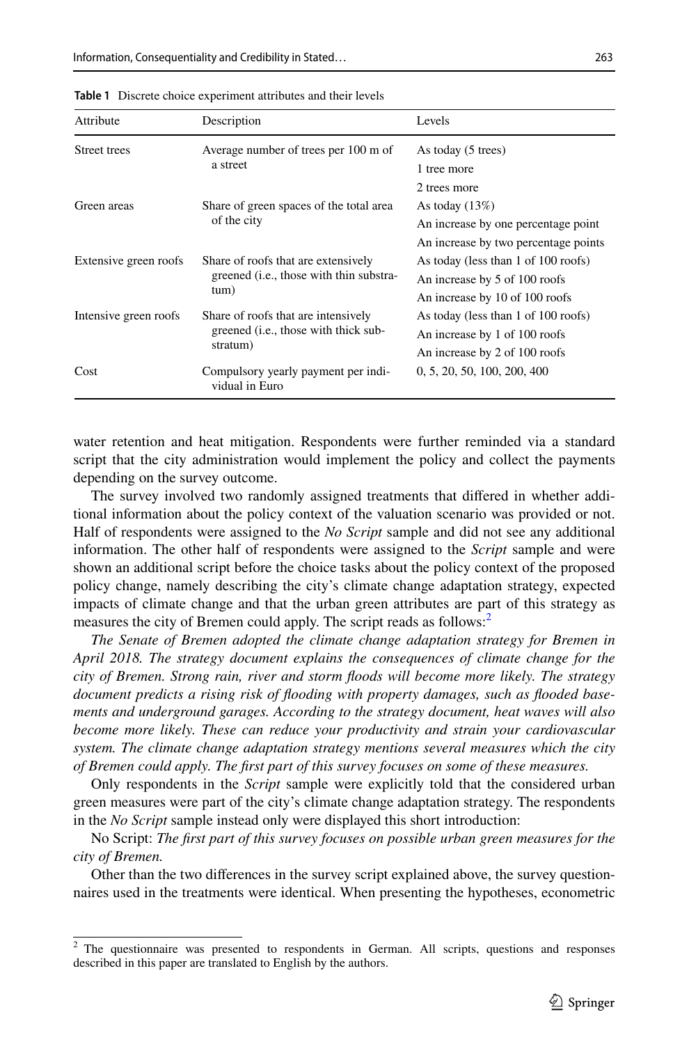**Table 1** Discrete choice experiment attributes and their levels

| Attribute | Description | Levels |
|---|---|---|
| Street trees | Average number of trees per 100 m of a street | As today (5 trees) |
| | | 1 tree more |
| | | 2 trees more |
| Green areas | Share of green spaces of the total area of the city | As today (13%) |
| | | An increase by one percentage point |
| | | An increase by two percentage points |
| Extensive green roofs | Share of roofs that are extensively greened (i.e., those with thin substratum) | As today (less than 1 of 100 roofs) |
| | | An increase by 5 of 100 roofs |
| | | An increase by 10 of 100 roofs |
| Intensive green roofs | Share of roofs that are intensively greened (i.e., those with thick substratum) | As today (less than 1 of 100 roofs) |
| | | An increase by 1 of 100 roofs |
| | | An increase by 2 of 100 roofs |
| Cost | Compulsory yearly payment per individual in Euro | 0, 5, 20, 50, 100, 200, 400 |

water retention and heat mitigation. Respondents were further reminded via a standard script that the city administration would implement the policy and collect the payments depending on the survey outcome.

The survey involved two randomly assigned treatments that differed in whether additional information about the policy context of the valuation scenario was provided or not. Half of respondents were assigned to the *No Script* sample and did not see any additional information. The other half of respondents were assigned to the *Script* sample and were shown an additional script before the choice tasks about the policy context of the proposed policy change, namely describing the city's climate change adaptation strategy, expected impacts of climate change and that the urban green attributes are part of this strategy as measures the city of Bremen could apply. The script reads as follows:[2]

*The Senate of Bremen adopted the climate change adaptation strategy for Bremen in April 2018. The strategy document explains the consequences of climate change for the city of Bremen. Strong rain, river and storm floods will become more likely. The strategy document predicts a rising risk of flooding with property damages, such as flooded basements and underground garages. According to the strategy document, heat waves will also become more likely. These can reduce your productivity and strain your cardiovascular system. The climate change adaptation strategy mentions several measures which the city of Bremen could apply. The first part of this survey focuses on some of these measures.*

Only respondents in the *Script* sample were explicitly told that the considered urban green measures were part of the city's climate change adaptation strategy. The respondents in the *No Script* sample instead only were displayed this short introduction:

No Script: *The first part of this survey focuses on possible urban green measures for the city of Bremen.*

Other than the two differences in the survey script explained above, the survey questionnaires used in the treatments were identical. When presenting the hypotheses, econometric

[2] The questionnaire was presented to respondents in German. All scripts, questions and responses described in this paper are translated to English by the authors.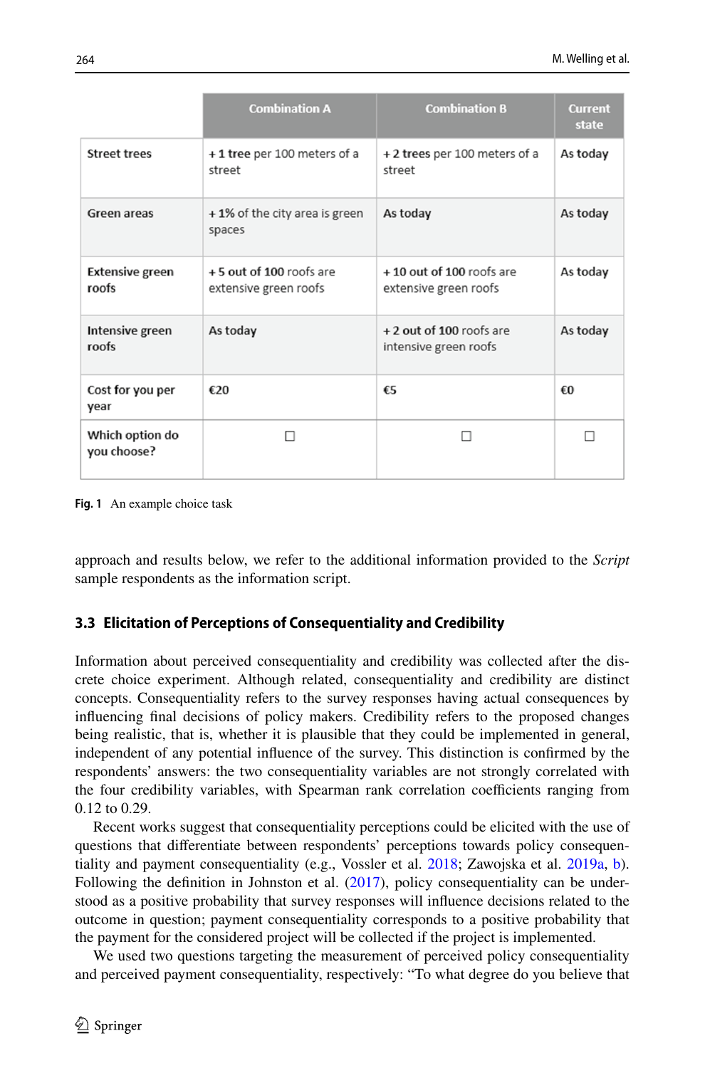| | Combination A | Combination B | Current state |
|---|---|---|---|
| **Street trees** | + **1 tree** per 100 meters of a street | + **2 trees** per 100 meters of a street | **As today** |
| **Green areas** | + **1%** of the city area is green spaces | **As today** | **As today** |
| **Extensive green roofs** | + **5 out of 100** roofs are extensive green roofs | + **10 out of 100** roofs are extensive green roofs | **As today** |
| **Intensive green roofs** | **As today** | + **2 out of 100** roofs are intensive green roofs | **As today** |
| **Cost for you per year** | **€20** | **€5** | **€0** |
| **Which option do you choose?** | ☐ | ☐ | ☐ |

**Fig. 1** An example choice task

approach and results below, we refer to the additional information provided to the *Script* sample respondents as the information script.

### 3.3 Elicitation of Perceptions of Consequentiality and Credibility

Information about perceived consequentiality and credibility was collected after the discrete choice experiment. Although related, consequentiality and credibility are distinct concepts. Consequentiality refers to the survey responses having actual consequences by influencing final decisions of policy makers. Credibility refers to the proposed changes being realistic, that is, whether it is plausible that they could be implemented in general, independent of any potential influence of the survey. This distinction is confirmed by the respondents' answers: the two consequentiality variables are not strongly correlated with the four credibility variables, with Spearman rank correlation coefficients ranging from 0.12 to 0.29.

Recent works suggest that consequentiality perceptions could be elicited with the use of questions that differentiate between respondents' perceptions towards policy consequentiality and payment consequentiality (e.g., Vossler et al. 2018; Zawojska et al. 2019a, b). Following the definition in Johnston et al. (2017), policy consequentiality can be understood as a positive probability that survey responses will influence decisions related to the outcome in question; payment consequentiality corresponds to a positive probability that the payment for the considered project will be collected if the project is implemented.

We used two questions targeting the measurement of perceived policy consequentiality and perceived payment consequentiality, respectively: "To what degree do you believe that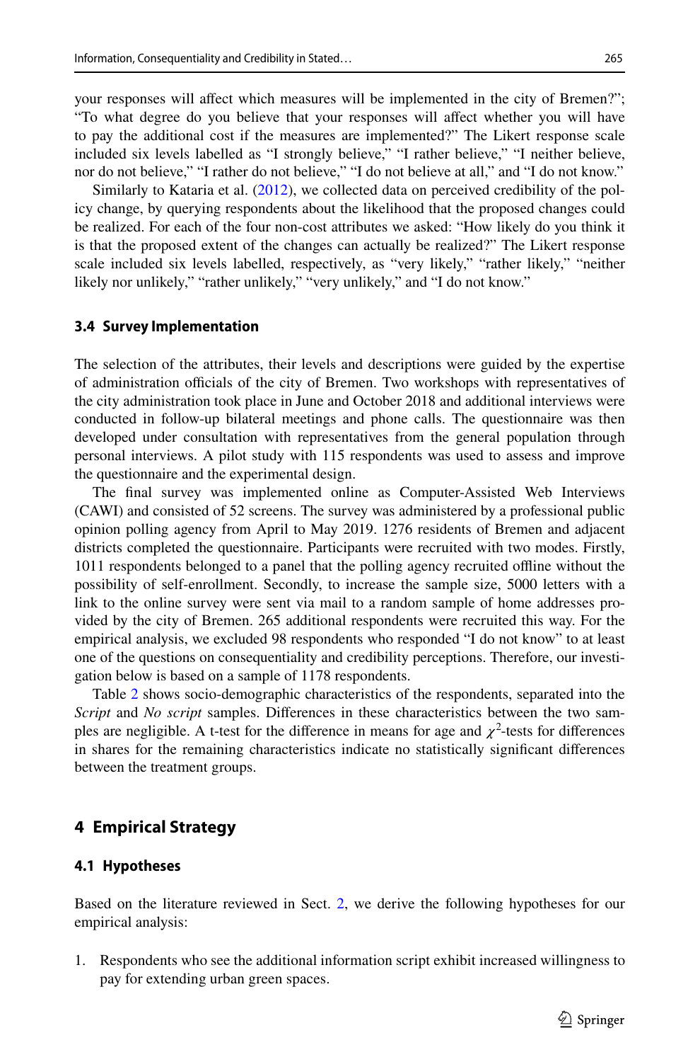your responses will affect which measures will be implemented in the city of Bremen?"; "To what degree do you believe that your responses will affect whether you will have to pay the additional cost if the measures are implemented?" The Likert response scale included six levels labelled as "I strongly believe," "I rather believe," "I neither believe, nor do not believe," "I rather do not believe," "I do not believe at all," and "I do not know."

Similarly to Kataria et al. (2012), we collected data on perceived credibility of the policy change, by querying respondents about the likelihood that the proposed changes could be realized. For each of the four non-cost attributes we asked: "How likely do you think it is that the proposed extent of the changes can actually be realized?" The Likert response scale included six levels labelled, respectively, as "very likely," "rather likely," "neither likely nor unlikely," "rather unlikely," "very unlikely," and "I do not know."

### 3.4 Survey Implementation

The selection of the attributes, their levels and descriptions were guided by the expertise of administration officials of the city of Bremen. Two workshops with representatives of the city administration took place in June and October 2018 and additional interviews were conducted in follow-up bilateral meetings and phone calls. The questionnaire was then developed under consultation with representatives from the general population through personal interviews. A pilot study with 115 respondents was used to assess and improve the questionnaire and the experimental design.

The final survey was implemented online as Computer-Assisted Web Interviews (CAWI) and consisted of 52 screens. The survey was administered by a professional public opinion polling agency from April to May 2019. 1276 residents of Bremen and adjacent districts completed the questionnaire. Participants were recruited with two modes. Firstly, 1011 respondents belonged to a panel that the polling agency recruited offline without the possibility of self-enrollment. Secondly, to increase the sample size, 5000 letters with a link to the online survey were sent via mail to a random sample of home addresses provided by the city of Bremen. 265 additional respondents were recruited this way. For the empirical analysis, we excluded 98 respondents who responded "I do not know" to at least one of the questions on consequentiality and credibility perceptions. Therefore, our investigation below is based on a sample of 1178 respondents.

Table 2 shows socio-demographic characteristics of the respondents, separated into the *Script* and *No script* samples. Differences in these characteristics between the two samples are negligible. A t-test for the difference in means for age and $\chi^2$-tests for differences in shares for the remaining characteristics indicate no statistically significant differences between the treatment groups.

## 4 Empirical Strategy

### 4.1 Hypotheses

Based on the literature reviewed in Sect. 2, we derive the following hypotheses for our empirical analysis:

1. Respondents who see the additional information script exhibit increased willingness to pay for extending urban green spaces.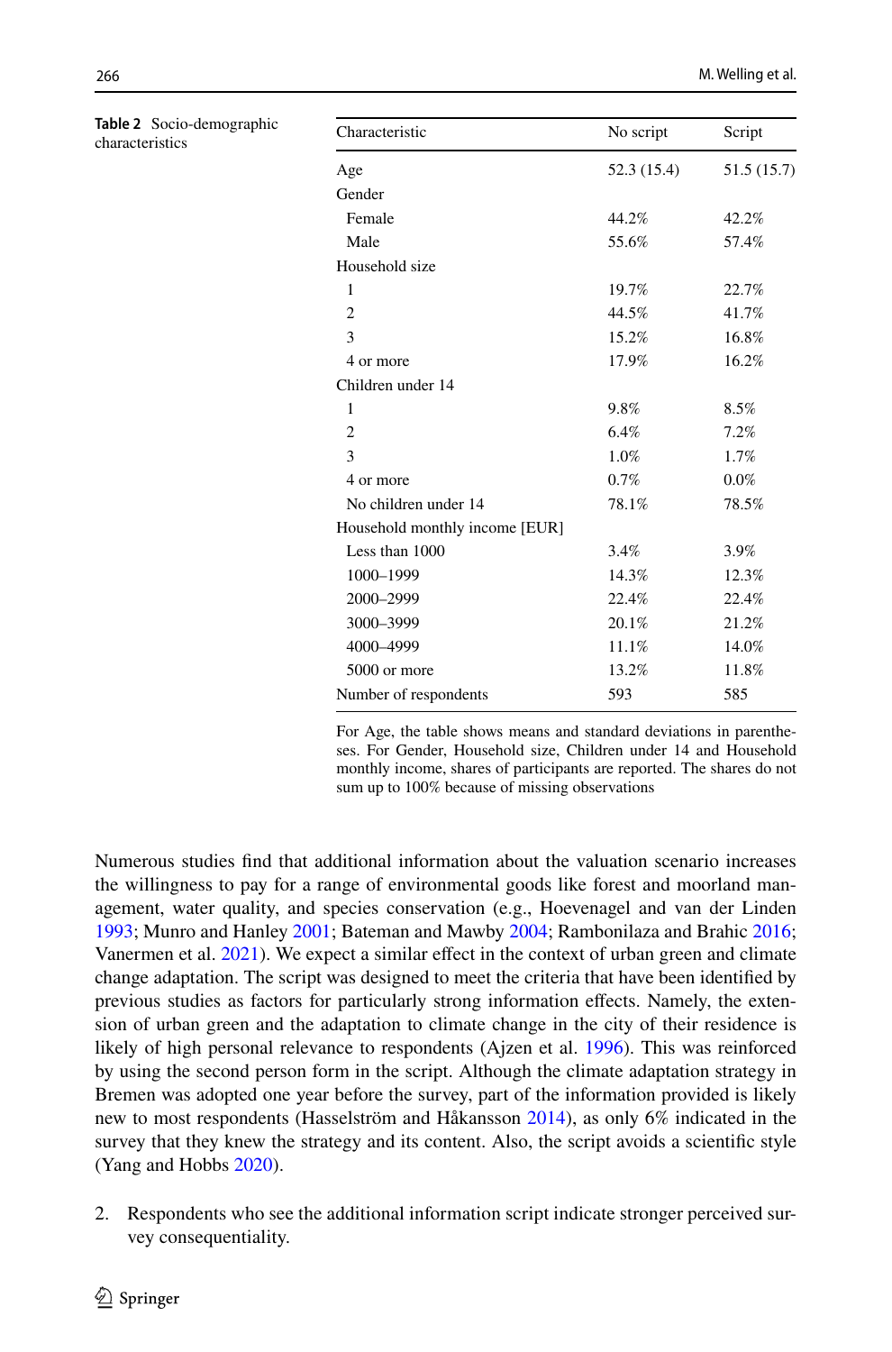**Table 2** Socio-demographic characteristics

| Characteristic | No script | Script |
|---|---|---|
| Age | 52.3 (15.4) | 51.5 (15.7) |
| Gender | | |
| Female | 44.2% | 42.2% |
| Male | 55.6% | 57.4% |
| Household size | | |
| 1 | 19.7% | 22.7% |
| 2 | 44.5% | 41.7% |
| 3 | 15.2% | 16.8% |
| 4 or more | 17.9% | 16.2% |
| Children under 14 | | |
| 1 | 9.8% | 8.5% |
| 2 | 6.4% | 7.2% |
| 3 | 1.0% | 1.7% |
| 4 or more | 0.7% | 0.0% |
| No children under 14 | 78.1% | 78.5% |
| Household monthly income [EUR] | | |
| Less than 1000 | 3.4% | 3.9% |
| 1000–1999 | 14.3% | 12.3% |
| 2000–2999 | 22.4% | 22.4% |
| 3000–3999 | 20.1% | 21.2% |
| 4000–4999 | 11.1% | 14.0% |
| 5000 or more | 13.2% | 11.8% |
| Number of respondents | 593 | 585 |

For Age, the table shows means and standard deviations in parentheses. For Gender, Household size, Children under 14 and Household monthly income, shares of participants are reported. The shares do not sum up to 100% because of missing observations

Numerous studies find that additional information about the valuation scenario increases the willingness to pay for a range of environmental goods like forest and moorland management, water quality, and species conservation (e.g., Hoevenagel and van der Linden 1993; Munro and Hanley 2001; Bateman and Mawby 2004; Rambonilaza and Brahic 2016; Vanermen et al. 2021). We expect a similar effect in the context of urban green and climate change adaptation. The script was designed to meet the criteria that have been identified by previous studies as factors for particularly strong information effects. Namely, the extension of urban green and the adaptation to climate change in the city of their residence is likely of high personal relevance to respondents (Ajzen et al. 1996). This was reinforced by using the second person form in the script. Although the climate adaptation strategy in Bremen was adopted one year before the survey, part of the information provided is likely new to most respondents (Hasselström and Håkansson 2014), as only 6% indicated in the survey that they knew the strategy and its content. Also, the script avoids a scientific style (Yang and Hobbs 2020).

2. Respondents who see the additional information script indicate stronger perceived survey consequentiality.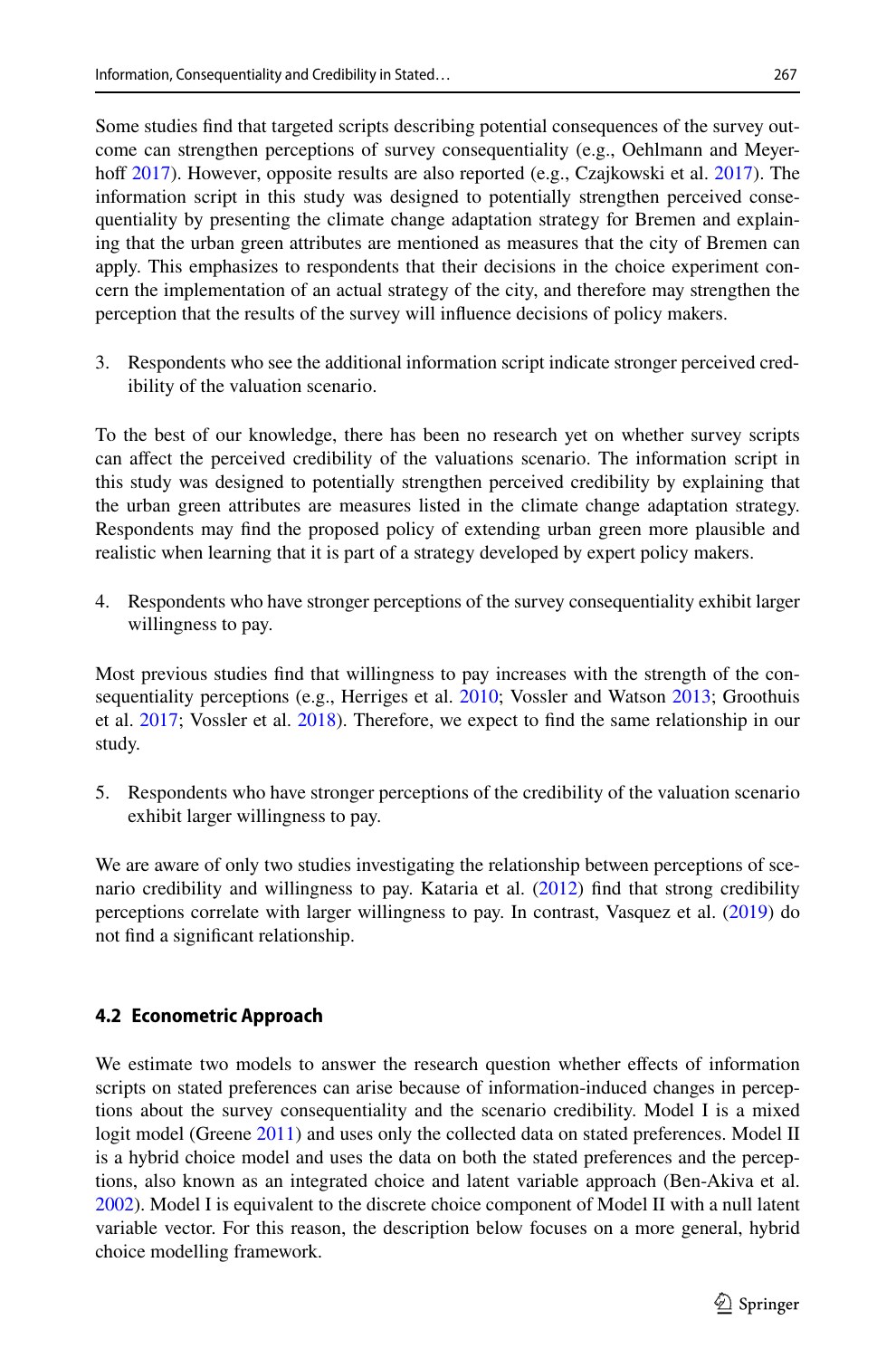Some studies find that targeted scripts describing potential consequences of the survey outcome can strengthen perceptions of survey consequentiality (e.g., Oehlmann and Meyerhoff 2017). However, opposite results are also reported (e.g., Czajkowski et al. 2017). The information script in this study was designed to potentially strengthen perceived consequentiality by presenting the climate change adaptation strategy for Bremen and explaining that the urban green attributes are mentioned as measures that the city of Bremen can apply. This emphasizes to respondents that their decisions in the choice experiment concern the implementation of an actual strategy of the city, and therefore may strengthen the perception that the results of the survey will influence decisions of policy makers.

3. Respondents who see the additional information script indicate stronger perceived credibility of the valuation scenario.

To the best of our knowledge, there has been no research yet on whether survey scripts can affect the perceived credibility of the valuations scenario. The information script in this study was designed to potentially strengthen perceived credibility by explaining that the urban green attributes are measures listed in the climate change adaptation strategy. Respondents may find the proposed policy of extending urban green more plausible and realistic when learning that it is part of a strategy developed by expert policy makers.

4. Respondents who have stronger perceptions of the survey consequentiality exhibit larger willingness to pay.

Most previous studies find that willingness to pay increases with the strength of the consequentiality perceptions (e.g., Herriges et al. 2010; Vossler and Watson 2013; Groothuis et al. 2017; Vossler et al. 2018). Therefore, we expect to find the same relationship in our study.

5. Respondents who have stronger perceptions of the credibility of the valuation scenario exhibit larger willingness to pay.

We are aware of only two studies investigating the relationship between perceptions of scenario credibility and willingness to pay. Kataria et al. (2012) find that strong credibility perceptions correlate with larger willingness to pay. In contrast, Vasquez et al. (2019) do not find a significant relationship.

### 4.2 Econometric Approach

We estimate two models to answer the research question whether effects of information scripts on stated preferences can arise because of information-induced changes in perceptions about the survey consequentiality and the scenario credibility. Model I is a mixed logit model (Greene 2011) and uses only the collected data on stated preferences. Model II is a hybrid choice model and uses the data on both the stated preferences and the perceptions, also known as an integrated choice and latent variable approach (Ben-Akiva et al. 2002). Model I is equivalent to the discrete choice component of Model II with a null latent variable vector. For this reason, the description below focuses on a more general, hybrid choice modelling framework.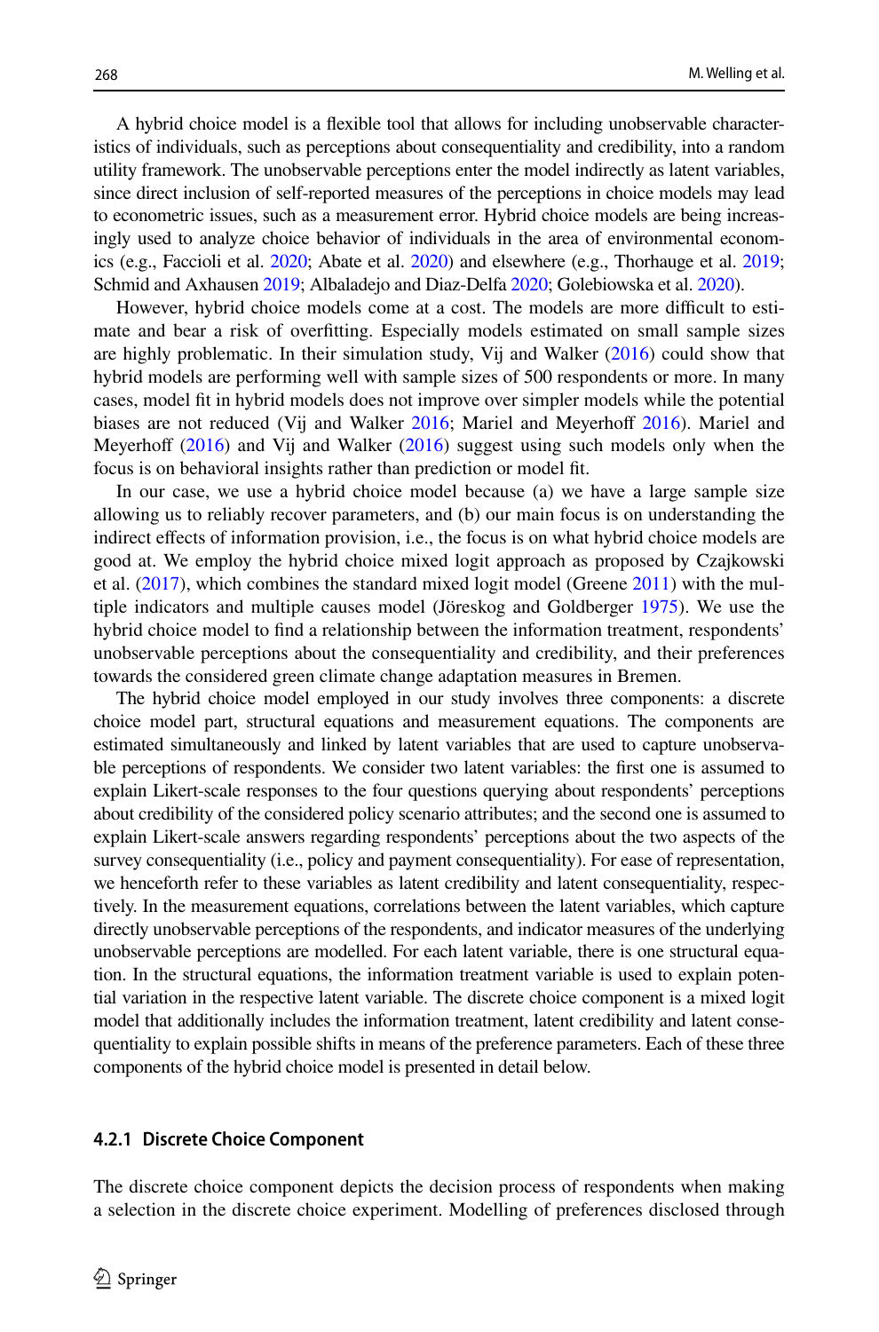A hybrid choice model is a flexible tool that allows for including unobservable characteristics of individuals, such as perceptions about consequentiality and credibility, into a random utility framework. The unobservable perceptions enter the model indirectly as latent variables, since direct inclusion of self-reported measures of the perceptions in choice models may lead to econometric issues, such as a measurement error. Hybrid choice models are being increasingly used to analyze choice behavior of individuals in the area of environmental economics (e.g., Faccioli et al. 2020; Abate et al. 2020) and elsewhere (e.g., Thorhauge et al. 2019; Schmid and Axhausen 2019; Albaladejo and Diaz-Delfa 2020; Golebiowska et al. 2020).

However, hybrid choice models come at a cost. The models are more difficult to estimate and bear a risk of overfitting. Especially models estimated on small sample sizes are highly problematic. In their simulation study, Vij and Walker (2016) could show that hybrid models are performing well with sample sizes of 500 respondents or more. In many cases, model fit in hybrid models does not improve over simpler models while the potential biases are not reduced (Vij and Walker 2016; Mariel and Meyerhoff 2016). Mariel and Meyerhoff (2016) and Vij and Walker (2016) suggest using such models only when the focus is on behavioral insights rather than prediction or model fit.

In our case, we use a hybrid choice model because (a) we have a large sample size allowing us to reliably recover parameters, and (b) our main focus is on understanding the indirect effects of information provision, i.e., the focus is on what hybrid choice models are good at. We employ the hybrid choice mixed logit approach as proposed by Czajkowski et al. (2017), which combines the standard mixed logit model (Greene 2011) with the multiple indicators and multiple causes model (Jöreskog and Goldberger 1975). We use the hybrid choice model to find a relationship between the information treatment, respondents' unobservable perceptions about the consequentiality and credibility, and their preferences towards the considered green climate change adaptation measures in Bremen.

The hybrid choice model employed in our study involves three components: a discrete choice model part, structural equations and measurement equations. The components are estimated simultaneously and linked by latent variables that are used to capture unobservable perceptions of respondents. We consider two latent variables: the first one is assumed to explain Likert-scale responses to the four questions querying about respondents' perceptions about credibility of the considered policy scenario attributes; and the second one is assumed to explain Likert-scale answers regarding respondents' perceptions about the two aspects of the survey consequentiality (i.e., policy and payment consequentiality). For ease of representation, we henceforth refer to these variables as latent credibility and latent consequentiality, respectively. In the measurement equations, correlations between the latent variables, which capture directly unobservable perceptions of the respondents, and indicator measures of the underlying unobservable perceptions are modelled. For each latent variable, there is one structural equation. In the structural equations, the information treatment variable is used to explain potential variation in the respective latent variable. The discrete choice component is a mixed logit model that additionally includes the information treatment, latent credibility and latent consequentiality to explain possible shifts in means of the preference parameters. Each of these three components of the hybrid choice model is presented in detail below.

#### 4.2.1 Discrete Choice Component

The discrete choice component depicts the decision process of respondents when making a selection in the discrete choice experiment. Modelling of preferences disclosed through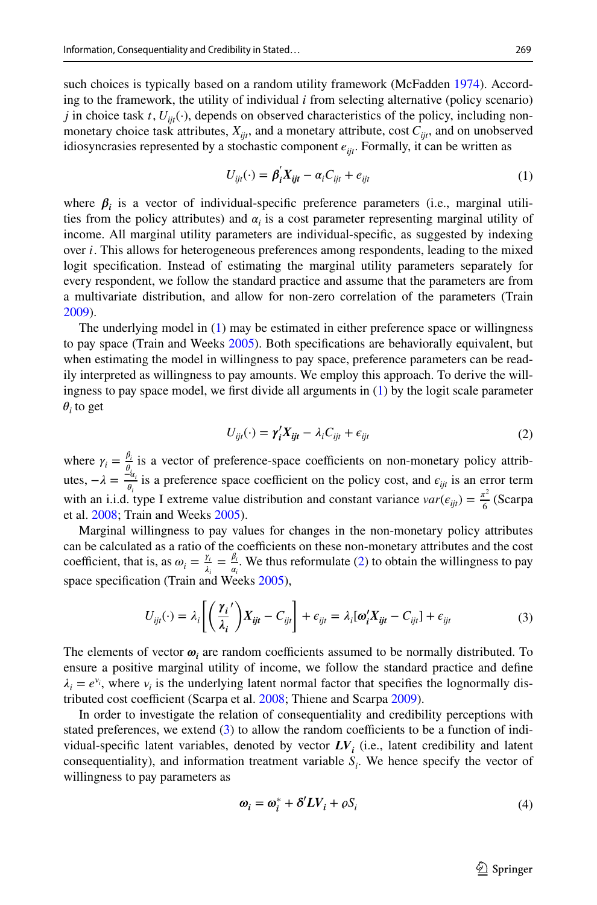such choices is typically based on a random utility framework (McFadden 1974). According to the framework, the utility of individual $i$ from selecting alternative (policy scenario) $j$ in choice task $t$, $U_{ijt}(\cdot)$, depends on observed characteristics of the policy, including non-monetary choice task attributes, $X_{ijt}$, and a monetary attribute, cost $C_{ijt}$, and on unobserved idiosyncrasies represented by a stochastic component $e_{ijt}$. Formally, it can be written as

$$U_{ijt}(\cdot) = \boldsymbol{\beta}_{\boldsymbol{i}}^{'}\boldsymbol{X}_{\boldsymbol{ijt}} - \alpha_i C_{ijt} + e_{ijt} \tag{1}$$

where $\boldsymbol{\beta}_{\boldsymbol{i}}$ is a vector of individual-specific preference parameters (i.e., marginal utilities from the policy attributes) and $\alpha_i$ is a cost parameter representing marginal utility of income. All marginal utility parameters are individual-specific, as suggested by indexing over $i$. This allows for heterogeneous preferences among respondents, leading to the mixed logit specification. Instead of estimating the marginal utility parameters separately for every respondent, we follow the standard practice and assume that the parameters are from a multivariate distribution, and allow for non-zero correlation of the parameters (Train 2009).

The underlying model in (1) may be estimated in either preference space or willingness to pay space (Train and Weeks 2005). Both specifications are behaviorally equivalent, but when estimating the model in willingness to pay space, preference parameters can be readily interpreted as willingness to pay amounts. We employ this approach. To derive the willingness to pay space model, we first divide all arguments in (1) by the logit scale parameter $\theta_i$ to get

$$U_{ijt}(\cdot) = \boldsymbol{\gamma}_{\boldsymbol{i}}^{\prime}\boldsymbol{X}_{\boldsymbol{ijt}} - \lambda_i C_{ijt} + \epsilon_{ijt} \tag{2}$$

where $\gamma_i = \frac{\beta_i}{\theta_i}$ is a vector of preference-space coefficients on non-monetary policy attributes, $-\lambda = \frac{-\alpha_i}{\theta_i}$ is a preference space coefficient on the policy cost, and $\epsilon_{ijt}$ is an error term with an i.i.d. type I extreme value distribution and constant variance $var(\epsilon_{ijt}) = \frac{\pi^2}{6}$ (Scarpa et al. 2008; Train and Weeks 2005).

Marginal willingness to pay values for changes in the non-monetary policy attributes can be calculated as a ratio of the coefficients on these non-monetary attributes and the cost coefficient, that is, as $\omega_i = \frac{\gamma_i}{\lambda_i} = \frac{\beta_i}{\alpha_i}$. We thus reformulate (2) to obtain the willingness to pay space specification (Train and Weeks 2005),

$$U_{ijt}(\cdot) = \lambda_i\left[\left(\frac{\boldsymbol{\gamma}_{\boldsymbol{i}}{'}}{\lambda_{\boldsymbol{i}}}\right)\boldsymbol{X}_{\boldsymbol{ijt}} - C_{ijt}\right] + \epsilon_{ijt} = \lambda_i[\boldsymbol{\omega}_{\boldsymbol{i}}^{\prime}\boldsymbol{X}_{\boldsymbol{ijt}} - C_{ijt}] + \epsilon_{ijt} \tag{3}$$

The elements of vector $\boldsymbol{\omega}_{\boldsymbol{i}}$ are random coefficients assumed to be normally distributed. To ensure a positive marginal utility of income, we follow the standard practice and define $\lambda_i = e^{\nu_i}$, where $\nu_i$ is the underlying latent normal factor that specifies the lognormally distributed cost coefficient (Scarpa et al. 2008; Thiene and Scarpa 2009).

In order to investigate the relation of consequentiality and credibility perceptions with stated preferences, we extend (3) to allow the random coefficients to be a function of individual-specific latent variables, denoted by vector $\boldsymbol{LV}_{\boldsymbol{i}}$ (i.e., latent credibility and latent consequentiality), and information treatment variable $S_i$. We hence specify the vector of willingness to pay parameters as

$$\boldsymbol{\omega}_{\boldsymbol{i}} = \boldsymbol{\omega}_{\boldsymbol{i}}^{*} + \boldsymbol{\delta}^{\prime}\boldsymbol{LV}_{\boldsymbol{i}} + \varrho S_i \tag{4}$$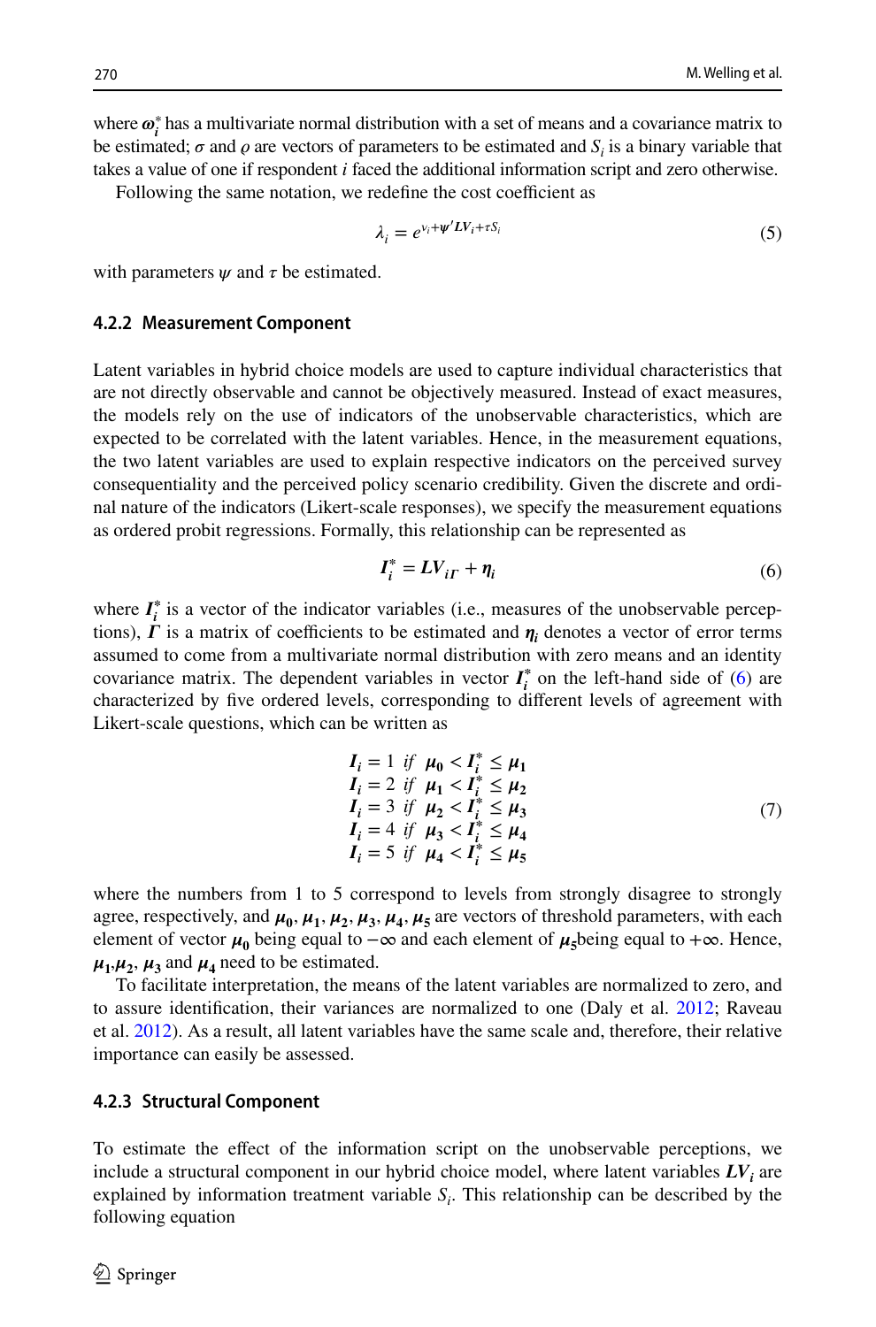where $\boldsymbol{\omega}_i^*$ has a multivariate normal distribution with a set of means and a covariance matrix to be estimated; $\sigma$ and $\varrho$ are vectors of parameters to be estimated and $S_i$ is a binary variable that takes a value of one if respondent $i$ faced the additional information script and zero otherwise.

Following the same notation, we redefine the cost coefficient as

$$\lambda_i = e^{\nu_i + \boldsymbol{\psi}' \boldsymbol{LV}_i + \tau S_i} \tag{5}$$

with parameters $\psi$ and $\tau$ be estimated.

### 4.2.2 Measurement Component

Latent variables in hybrid choice models are used to capture individual characteristics that are not directly observable and cannot be objectively measured. Instead of exact measures, the models rely on the use of indicators of the unobservable characteristics, which are expected to be correlated with the latent variables. Hence, in the measurement equations, the two latent variables are used to explain respective indicators on the perceived survey consequentiality and the perceived policy scenario credibility. Given the discrete and ordinal nature of the indicators (Likert-scale responses), we specify the measurement equations as ordered probit regressions. Formally, this relationship can be represented as

$$\boldsymbol{I}_i^* = \boldsymbol{LV}_{i\boldsymbol{\Gamma}} + \boldsymbol{\eta}_i \tag{6}$$

where $\boldsymbol{I}_i^*$ is a vector of the indicator variables (i.e., measures of the unobservable perceptions), $\boldsymbol{\Gamma}$ is a matrix of coefficients to be estimated and $\boldsymbol{\eta}_i$ denotes a vector of error terms assumed to come from a multivariate normal distribution with zero means and an identity covariance matrix. The dependent variables in vector $\boldsymbol{I}_i^*$ on the left-hand side of (6) are characterized by five ordered levels, corresponding to different levels of agreement with Likert-scale questions, which can be written as

$$\begin{array}{l}
\boldsymbol{I}_i = 1 \;\; if \;\; \boldsymbol{\mu_0} < \boldsymbol{I}_i^* \leq \boldsymbol{\mu_1} \\
\boldsymbol{I}_i = 2 \;\; if \;\; \boldsymbol{\mu_1} < \boldsymbol{I}_i^* \leq \boldsymbol{\mu_2} \\
\boldsymbol{I}_i = 3 \;\; if \;\; \boldsymbol{\mu_2} < \boldsymbol{I}_i^* \leq \boldsymbol{\mu_3} \\
\boldsymbol{I}_i = 4 \;\; if \;\; \boldsymbol{\mu_3} < \boldsymbol{I}_i^* \leq \boldsymbol{\mu_4} \\
\boldsymbol{I}_i = 5 \;\; if \;\; \boldsymbol{\mu_4} < \boldsymbol{I}_i^* \leq \boldsymbol{\mu_5}
\end{array} \tag{7}$$

where the numbers from 1 to 5 correspond to levels from strongly disagree to strongly agree, respectively, and $\boldsymbol{\mu_0}, \boldsymbol{\mu_1}, \boldsymbol{\mu_2}, \boldsymbol{\mu_3}, \boldsymbol{\mu_4}, \boldsymbol{\mu_5}$ are vectors of threshold parameters, with each element of vector $\boldsymbol{\mu_0}$ being equal to $-\infty$ and each element of $\boldsymbol{\mu_5}$being equal to $+\infty$. Hence, $\boldsymbol{\mu_1}$,$\boldsymbol{\mu_2}$, $\boldsymbol{\mu_3}$ and $\boldsymbol{\mu_4}$ need to be estimated.

To facilitate interpretation, the means of the latent variables are normalized to zero, and to assure identification, their variances are normalized to one (Daly et al. 2012; Raveau et al. 2012). As a result, all latent variables have the same scale and, therefore, their relative importance can easily be assessed.

### 4.2.3 Structural Component

To estimate the effect of the information script on the unobservable perceptions, we include a structural component in our hybrid choice model, where latent variables $\boldsymbol{LV}_i$ are explained by information treatment variable $S_i$. This relationship can be described by the following equation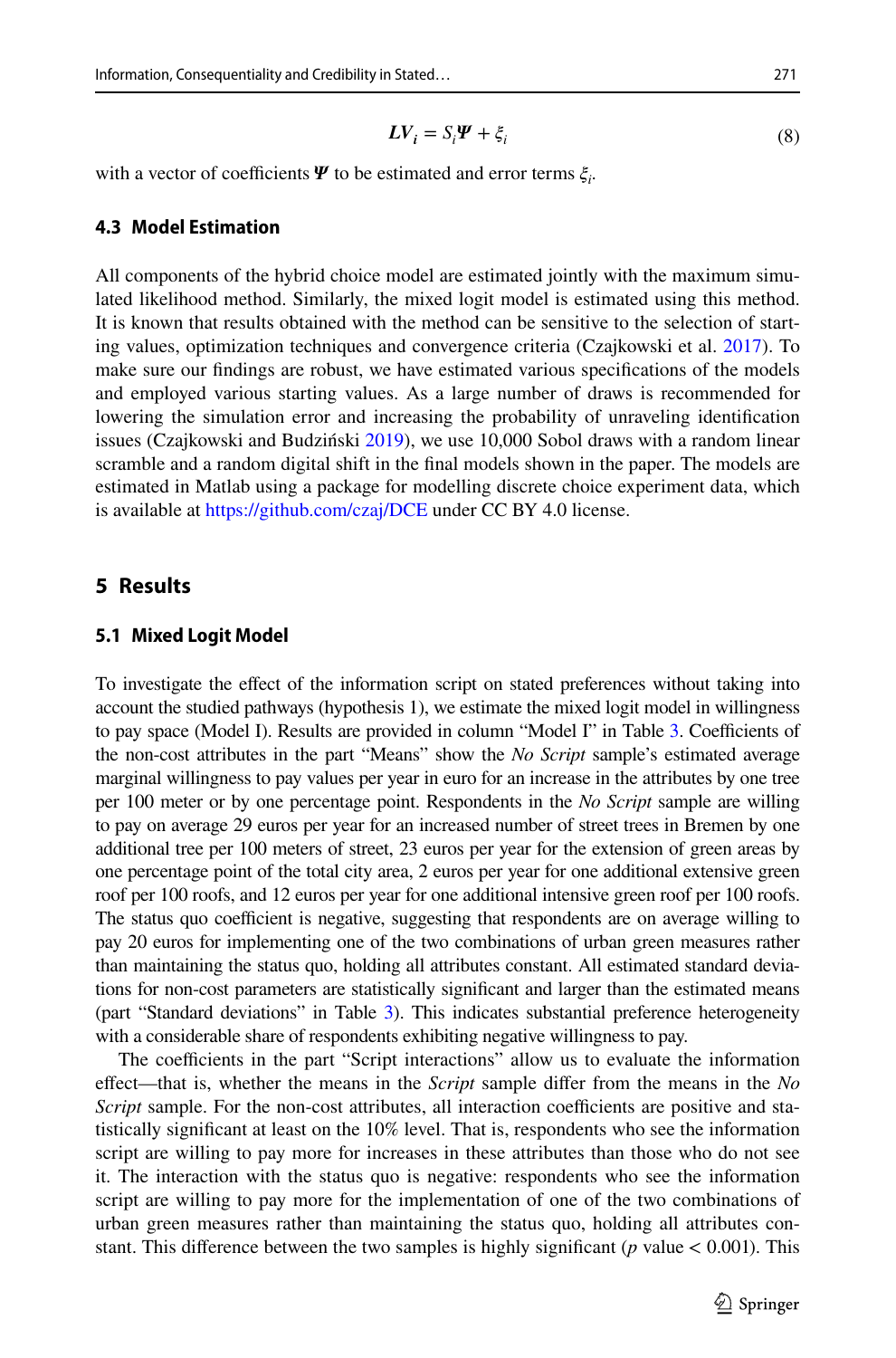$$LV_i = S_i\Psi + \xi_i \tag{8}$$

with a vector of coefficients $\Psi$ to be estimated and error terms $\xi_i$.

### 4.3 Model Estimation

All components of the hybrid choice model are estimated jointly with the maximum simulated likelihood method. Similarly, the mixed logit model is estimated using this method. It is known that results obtained with the method can be sensitive to the selection of starting values, optimization techniques and convergence criteria (Czajkowski et al. 2017). To make sure our findings are robust, we have estimated various specifications of the models and employed various starting values. As a large number of draws is recommended for lowering the simulation error and increasing the probability of unraveling identification issues (Czajkowski and Budziński 2019), we use 10,000 Sobol draws with a random linear scramble and a random digital shift in the final models shown in the paper. The models are estimated in Matlab using a package for modelling discrete choice experiment data, which is available at https://github.com/czaj/DCE under CC BY 4.0 license.

## 5 Results

### 5.1 Mixed Logit Model

To investigate the effect of the information script on stated preferences without taking into account the studied pathways (hypothesis 1), we estimate the mixed logit model in willingness to pay space (Model I). Results are provided in column "Model I" in Table 3. Coefficients of the non-cost attributes in the part "Means" show the *No Script* sample's estimated average marginal willingness to pay values per year in euro for an increase in the attributes by one tree per 100 meter or by one percentage point. Respondents in the *No Script* sample are willing to pay on average 29 euros per year for an increased number of street trees in Bremen by one additional tree per 100 meters of street, 23 euros per year for the extension of green areas by one percentage point of the total city area, 2 euros per year for one additional extensive green roof per 100 roofs, and 12 euros per year for one additional intensive green roof per 100 roofs. The status quo coefficient is negative, suggesting that respondents are on average willing to pay 20 euros for implementing one of the two combinations of urban green measures rather than maintaining the status quo, holding all attributes constant. All estimated standard deviations for non-cost parameters are statistically significant and larger than the estimated means (part "Standard deviations" in Table 3). This indicates substantial preference heterogeneity with a considerable share of respondents exhibiting negative willingness to pay.

The coefficients in the part "Script interactions" allow us to evaluate the information effect—that is, whether the means in the *Script* sample differ from the means in the *No Script* sample. For the non-cost attributes, all interaction coefficients are positive and statistically significant at least on the 10% level. That is, respondents who see the information script are willing to pay more for increases in these attributes than those who do not see it. The interaction with the status quo is negative: respondents who see the information script are willing to pay more for the implementation of one of the two combinations of urban green measures rather than maintaining the status quo, holding all attributes constant. This difference between the two samples is highly significant ($p$ value < 0.001). This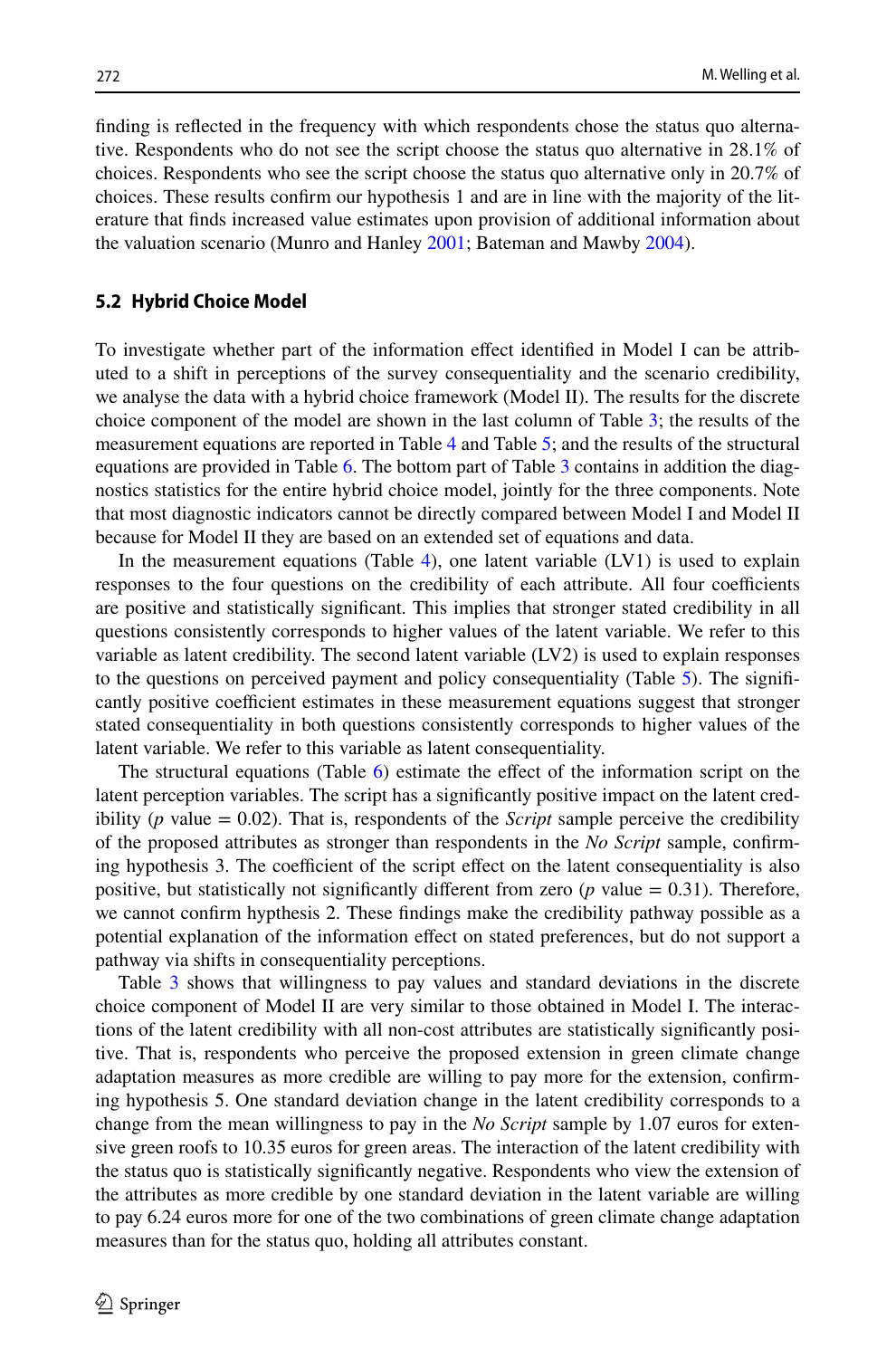finding is reflected in the frequency with which respondents chose the status quo alternative. Respondents who do not see the script choose the status quo alternative in 28.1% of choices. Respondents who see the script choose the status quo alternative only in 20.7% of choices. These results confirm our hypothesis 1 and are in line with the majority of the literature that finds increased value estimates upon provision of additional information about the valuation scenario (Munro and Hanley 2001; Bateman and Mawby 2004).

### 5.2 Hybrid Choice Model

To investigate whether part of the information effect identified in Model I can be attributed to a shift in perceptions of the survey consequentiality and the scenario credibility, we analyse the data with a hybrid choice framework (Model II). The results for the discrete choice component of the model are shown in the last column of Table 3; the results of the measurement equations are reported in Table 4 and Table 5; and the results of the structural equations are provided in Table 6. The bottom part of Table 3 contains in addition the diagnostics statistics for the entire hybrid choice model, jointly for the three components. Note that most diagnostic indicators cannot be directly compared between Model I and Model II because for Model II they are based on an extended set of equations and data.

In the measurement equations (Table 4), one latent variable (LV1) is used to explain responses to the four questions on the credibility of each attribute. All four coefficients are positive and statistically significant. This implies that stronger stated credibility in all questions consistently corresponds to higher values of the latent variable. We refer to this variable as latent credibility. The second latent variable (LV2) is used to explain responses to the questions on perceived payment and policy consequentiality (Table 5). The significantly positive coefficient estimates in these measurement equations suggest that stronger stated consequentiality in both questions consistently corresponds to higher values of the latent variable. We refer to this variable as latent consequentiality.

The structural equations (Table 6) estimate the effect of the information script on the latent perception variables. The script has a significantly positive impact on the latent credibility ($p$ value = 0.02). That is, respondents of the *Script* sample perceive the credibility of the proposed attributes as stronger than respondents in the *No Script* sample, confirming hypothesis 3. The coefficient of the script effect on the latent consequentiality is also positive, but statistically not significantly different from zero ($p$ value = 0.31). Therefore, we cannot confirm hypthesis 2. These findings make the credibility pathway possible as a potential explanation of the information effect on stated preferences, but do not support a pathway via shifts in consequentiality perceptions.

Table 3 shows that willingness to pay values and standard deviations in the discrete choice component of Model II are very similar to those obtained in Model I. The interactions of the latent credibility with all non-cost attributes are statistically significantly positive. That is, respondents who perceive the proposed extension in green climate change adaptation measures as more credible are willing to pay more for the extension, confirming hypothesis 5. One standard deviation change in the latent credibility corresponds to a change from the mean willingness to pay in the *No Script* sample by 1.07 euros for extensive green roofs to 10.35 euros for green areas. The interaction of the latent credibility with the status quo is statistically significantly negative. Respondents who view the extension of the attributes as more credible by one standard deviation in the latent variable are willing to pay 6.24 euros more for one of the two combinations of green climate change adaptation measures than for the status quo, holding all attributes constant.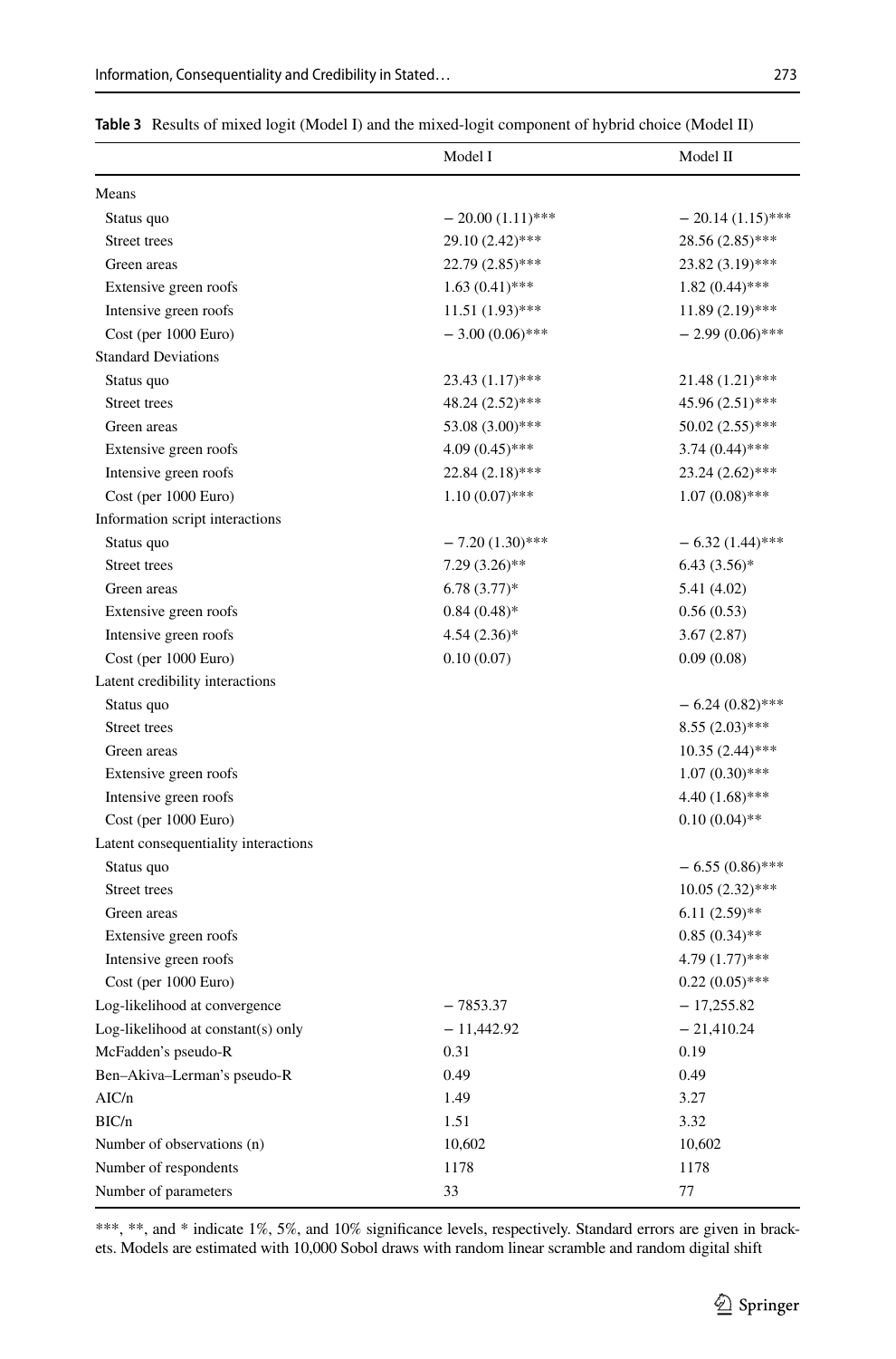**Table 3** Results of mixed logit (Model I) and the mixed-logit component of hybrid choice (Model II)

| | Model I | Model II |
|---|---|---|
| Means | | |
| Status quo | − 20.00 (1.11)*** | − 20.14 (1.15)*** |
| Street trees | 29.10 (2.42)*** | 28.56 (2.85)*** |
| Green areas | 22.79 (2.85)*** | 23.82 (3.19)*** |
| Extensive green roofs | 1.63 (0.41)*** | 1.82 (0.44)*** |
| Intensive green roofs | 11.51 (1.93)*** | 11.89 (2.19)*** |
| Cost (per 1000 Euro) | − 3.00 (0.06)*** | − 2.99 (0.06)*** |
| Standard Deviations | | |
| Status quo | 23.43 (1.17)*** | 21.48 (1.21)*** |
| Street trees | 48.24 (2.52)*** | 45.96 (2.51)*** |
| Green areas | 53.08 (3.00)*** | 50.02 (2.55)*** |
| Extensive green roofs | 4.09 (0.45)*** | 3.74 (0.44)*** |
| Intensive green roofs | 22.84 (2.18)*** | 23.24 (2.62)*** |
| Cost (per 1000 Euro) | 1.10 (0.07)*** | 1.07 (0.08)*** |
| Information script interactions | | |
| Status quo | − 7.20 (1.30)*** | − 6.32 (1.44)*** |
| Street trees | 7.29 (3.26)** | 6.43 (3.56)* |
| Green areas | 6.78 (3.77)* | 5.41 (4.02) |
| Extensive green roofs | 0.84 (0.48)* | 0.56 (0.53) |
| Intensive green roofs | 4.54 (2.36)* | 3.67 (2.87) |
| Cost (per 1000 Euro) | 0.10 (0.07) | 0.09 (0.08) |
| Latent credibility interactions | | |
| Status quo | | − 6.24 (0.82)*** |
| Street trees | | 8.55 (2.03)*** |
| Green areas | | 10.35 (2.44)*** |
| Extensive green roofs | | 1.07 (0.30)*** |
| Intensive green roofs | | 4.40 (1.68)*** |
| Cost (per 1000 Euro) | | 0.10 (0.04)** |
| Latent consequentiality interactions | | |
| Status quo | | − 6.55 (0.86)*** |
| Street trees | | 10.05 (2.32)*** |
| Green areas | | 6.11 (2.59)** |
| Extensive green roofs | | 0.85 (0.34)** |
| Intensive green roofs | | 4.79 (1.77)*** |
| Cost (per 1000 Euro) | | 0.22 (0.05)*** |
| Log-likelihood at convergence | − 7853.37 | − 17,255.82 |
| Log-likelihood at constant(s) only | − 11,442.92 | − 21,410.24 |
| McFadden's pseudo-R | 0.31 | 0.19 |
| Ben–Akiva–Lerman's pseudo-R | 0.49 | 0.49 |
| AIC/n | 1.49 | 3.27 |
| BIC/n | 1.51 | 3.32 |
| Number of observations (n) | 10,602 | 10,602 |
| Number of respondents | 1178 | 1178 |
| Number of parameters | 33 | 77 |

***, **, and * indicate 1%, 5%, and 10% significance levels, respectively. Standard errors are given in brackets. Models are estimated with 10,000 Sobol draws with random linear scramble and random digital shift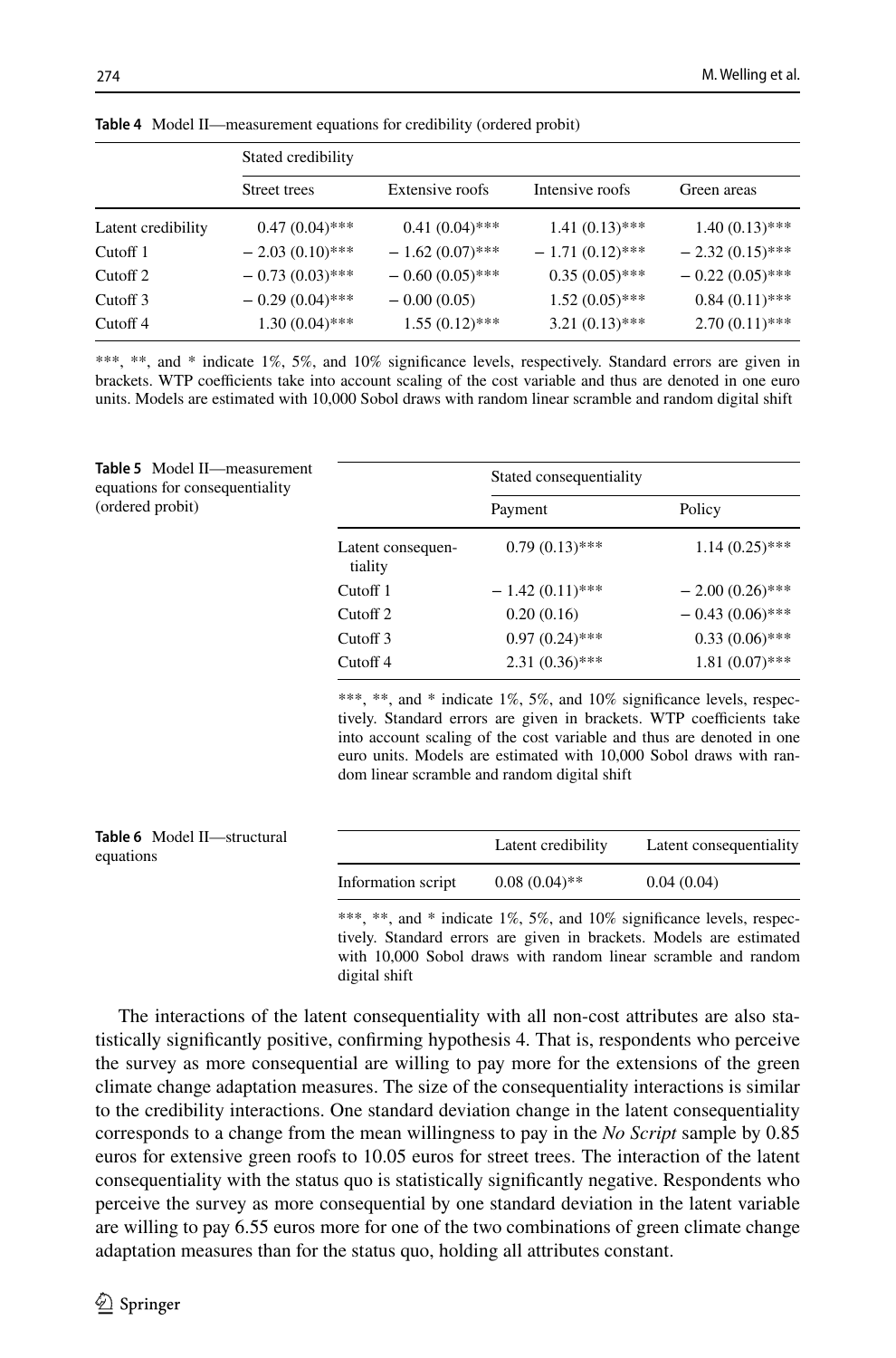**Table 4** Model II—measurement equations for credibility (ordered probit)

| | Stated credibility | | | |
|---|---|---|---|---|
| | Street trees | Extensive roofs | Intensive roofs | Green areas |
| Latent credibility | 0.47 (0.04)*** | 0.41 (0.04)*** | 1.41 (0.13)*** | 1.40 (0.13)*** |
| Cutoff 1 | − 2.03 (0.10)*** | − 1.62 (0.07)*** | − 1.71 (0.12)*** | − 2.32 (0.15)*** |
| Cutoff 2 | − 0.73 (0.03)*** | − 0.60 (0.05)*** | 0.35 (0.05)*** | − 0.22 (0.05)*** |
| Cutoff 3 | − 0.29 (0.04)*** | − 0.00 (0.05) | 1.52 (0.05)*** | 0.84 (0.11)*** |
| Cutoff 4 | 1.30 (0.04)*** | 1.55 (0.12)*** | 3.21 (0.13)*** | 2.70 (0.11)*** |

***, **, and * indicate 1%, 5%, and 10% significance levels, respectively. Standard errors are given in brackets. WTP coefficients take into account scaling of the cost variable and thus are denoted in one euro units. Models are estimated with 10,000 Sobol draws with random linear scramble and random digital shift

**Table 5** Model II—measurement equations for consequentiality (ordered probit)

| | Stated consequentiality | |
|---|---|---|
| | Payment | Policy |
| Latent consequentiality | 0.79 (0.13)*** | 1.14 (0.25)*** |
| Cutoff 1 | − 1.42 (0.11)*** | − 2.00 (0.26)*** |
| Cutoff 2 | 0.20 (0.16) | − 0.43 (0.06)*** |
| Cutoff 3 | 0.97 (0.24)*** | 0.33 (0.06)*** |
| Cutoff 4 | 2.31 (0.36)*** | 1.81 (0.07)*** |

***, **, and * indicate 1%, 5%, and 10% significance levels, respectively. Standard errors are given in brackets. WTP coefficients take into account scaling of the cost variable and thus are denoted in one euro units. Models are estimated with 10,000 Sobol draws with random linear scramble and random digital shift

**Table 6** Model II—structural equations

| | Latent credibility | Latent consequentiality |
|---|---|---|
| Information script | 0.08 (0.04)** | 0.04 (0.04) |

***, **, and * indicate 1%, 5%, and 10% significance levels, respectively. Standard errors are given in brackets. Models are estimated with 10,000 Sobol draws with random linear scramble and random digital shift

The interactions of the latent consequentiality with all non-cost attributes are also statistically significantly positive, confirming hypothesis 4. That is, respondents who perceive the survey as more consequential are willing to pay more for the extensions of the green climate change adaptation measures. The size of the consequentiality interactions is similar to the credibility interactions. One standard deviation change in the latent consequentiality corresponds to a change from the mean willingness to pay in the *No Script* sample by 0.85 euros for extensive green roofs to 10.05 euros for street trees. The interaction of the latent consequentiality with the status quo is statistically significantly negative. Respondents who perceive the survey as more consequential by one standard deviation in the latent variable are willing to pay 6.55 euros more for one of the two combinations of green climate change adaptation measures than for the status quo, holding all attributes constant.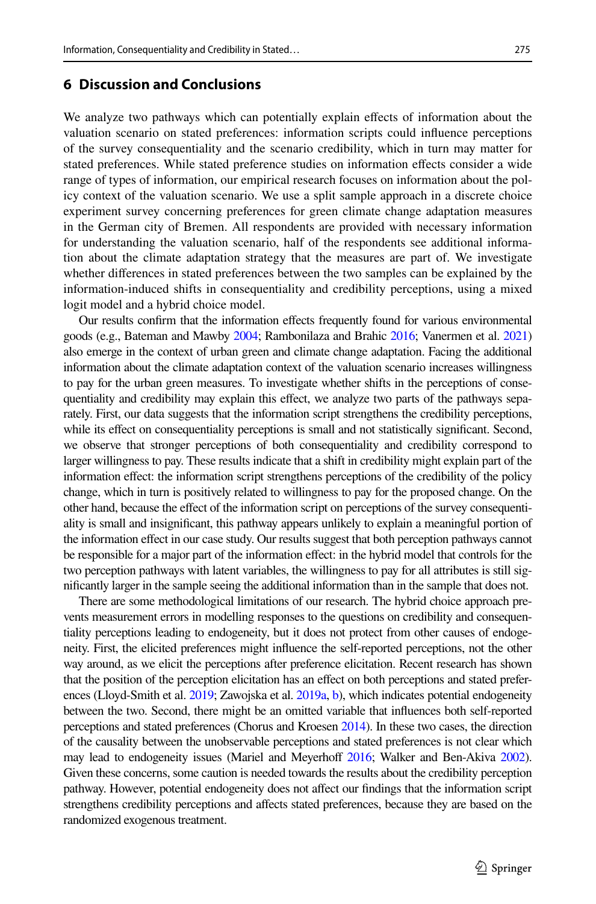## 6 Discussion and Conclusions

We analyze two pathways which can potentially explain effects of information about the valuation scenario on stated preferences: information scripts could influence perceptions of the survey consequentiality and the scenario credibility, which in turn may matter for stated preferences. While stated preference studies on information effects consider a wide range of types of information, our empirical research focuses on information about the policy context of the valuation scenario. We use a split sample approach in a discrete choice experiment survey concerning preferences for green climate change adaptation measures in the German city of Bremen. All respondents are provided with necessary information for understanding the valuation scenario, half of the respondents see additional information about the climate adaptation strategy that the measures are part of. We investigate whether differences in stated preferences between the two samples can be explained by the information-induced shifts in consequentiality and credibility perceptions, using a mixed logit model and a hybrid choice model.

Our results confirm that the information effects frequently found for various environmental goods (e.g., Bateman and Mawby 2004; Rambonilaza and Brahic 2016; Vanermen et al. 2021) also emerge in the context of urban green and climate change adaptation. Facing the additional information about the climate adaptation context of the valuation scenario increases willingness to pay for the urban green measures. To investigate whether shifts in the perceptions of consequentiality and credibility may explain this effect, we analyze two parts of the pathways separately. First, our data suggests that the information script strengthens the credibility perceptions, while its effect on consequentiality perceptions is small and not statistically significant. Second, we observe that stronger perceptions of both consequentiality and credibility correspond to larger willingness to pay. These results indicate that a shift in credibility might explain part of the information effect: the information script strengthens perceptions of the credibility of the policy change, which in turn is positively related to willingness to pay for the proposed change. On the other hand, because the effect of the information script on perceptions of the survey consequentiality is small and insignificant, this pathway appears unlikely to explain a meaningful portion of the information effect in our case study. Our results suggest that both perception pathways cannot be responsible for a major part of the information effect: in the hybrid model that controls for the two perception pathways with latent variables, the willingness to pay for all attributes is still significantly larger in the sample seeing the additional information than in the sample that does not.

There are some methodological limitations of our research. The hybrid choice approach prevents measurement errors in modelling responses to the questions on credibility and consequentiality perceptions leading to endogeneity, but it does not protect from other causes of endogeneity. First, the elicited preferences might influence the self-reported perceptions, not the other way around, as we elicit the perceptions after preference elicitation. Recent research has shown that the position of the perception elicitation has an effect on both perceptions and stated preferences (Lloyd-Smith et al. 2019; Zawojska et al. 2019a, b), which indicates potential endogeneity between the two. Second, there might be an omitted variable that influences both self-reported perceptions and stated preferences (Chorus and Kroesen 2014). In these two cases, the direction of the causality between the unobservable perceptions and stated preferences is not clear which may lead to endogeneity issues (Mariel and Meyerhoff 2016; Walker and Ben-Akiva 2002). Given these concerns, some caution is needed towards the results about the credibility perception pathway. However, potential endogeneity does not affect our findings that the information script strengthens credibility perceptions and affects stated preferences, because they are based on the randomized exogenous treatment.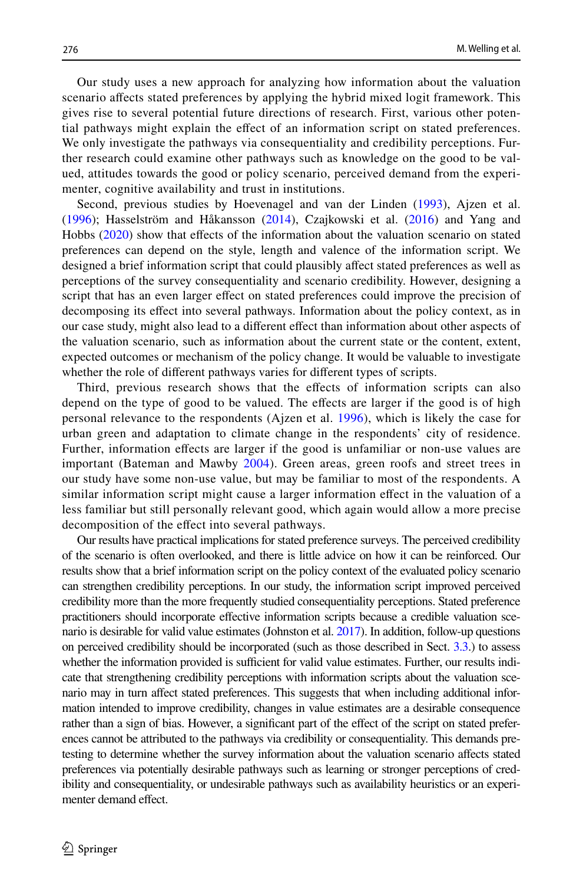Our study uses a new approach for analyzing how information about the valuation scenario affects stated preferences by applying the hybrid mixed logit framework. This gives rise to several potential future directions of research. First, various other potential pathways might explain the effect of an information script on stated preferences. We only investigate the pathways via consequentiality and credibility perceptions. Further research could examine other pathways such as knowledge on the good to be valued, attitudes towards the good or policy scenario, perceived demand from the experimenter, cognitive availability and trust in institutions.

Second, previous studies by Hoevenagel and van der Linden (1993), Ajzen et al. (1996); Hasselström and Håkansson (2014), Czajkowski et al. (2016) and Yang and Hobbs (2020) show that effects of the information about the valuation scenario on stated preferences can depend on the style, length and valence of the information script. We designed a brief information script that could plausibly affect stated preferences as well as perceptions of the survey consequentiality and scenario credibility. However, designing a script that has an even larger effect on stated preferences could improve the precision of decomposing its effect into several pathways. Information about the policy context, as in our case study, might also lead to a different effect than information about other aspects of the valuation scenario, such as information about the current state or the content, extent, expected outcomes or mechanism of the policy change. It would be valuable to investigate whether the role of different pathways varies for different types of scripts.

Third, previous research shows that the effects of information scripts can also depend on the type of good to be valued. The effects are larger if the good is of high personal relevance to the respondents (Ajzen et al. 1996), which is likely the case for urban green and adaptation to climate change in the respondents' city of residence. Further, information effects are larger if the good is unfamiliar or non-use values are important (Bateman and Mawby 2004). Green areas, green roofs and street trees in our study have some non-use value, but may be familiar to most of the respondents. A similar information script might cause a larger information effect in the valuation of a less familiar but still personally relevant good, which again would allow a more precise decomposition of the effect into several pathways.

Our results have practical implications for stated preference surveys. The perceived credibility of the scenario is often overlooked, and there is little advice on how it can be reinforced. Our results show that a brief information script on the policy context of the evaluated policy scenario can strengthen credibility perceptions. In our study, the information script improved perceived credibility more than the more frequently studied consequentiality perceptions. Stated preference practitioners should incorporate effective information scripts because a credible valuation scenario is desirable for valid value estimates (Johnston et al. 2017). In addition, follow-up questions on perceived credibility should be incorporated (such as those described in Sect. 3.3.) to assess whether the information provided is sufficient for valid value estimates. Further, our results indicate that strengthening credibility perceptions with information scripts about the valuation scenario may in turn affect stated preferences. This suggests that when including additional information intended to improve credibility, changes in value estimates are a desirable consequence rather than a sign of bias. However, a significant part of the effect of the script on stated preferences cannot be attributed to the pathways via credibility or consequentiality. This demands pretesting to determine whether the survey information about the valuation scenario affects stated preferences via potentially desirable pathways such as learning or stronger perceptions of credibility and consequentiality, or undesirable pathways such as availability heuristics or an experimenter demand effect.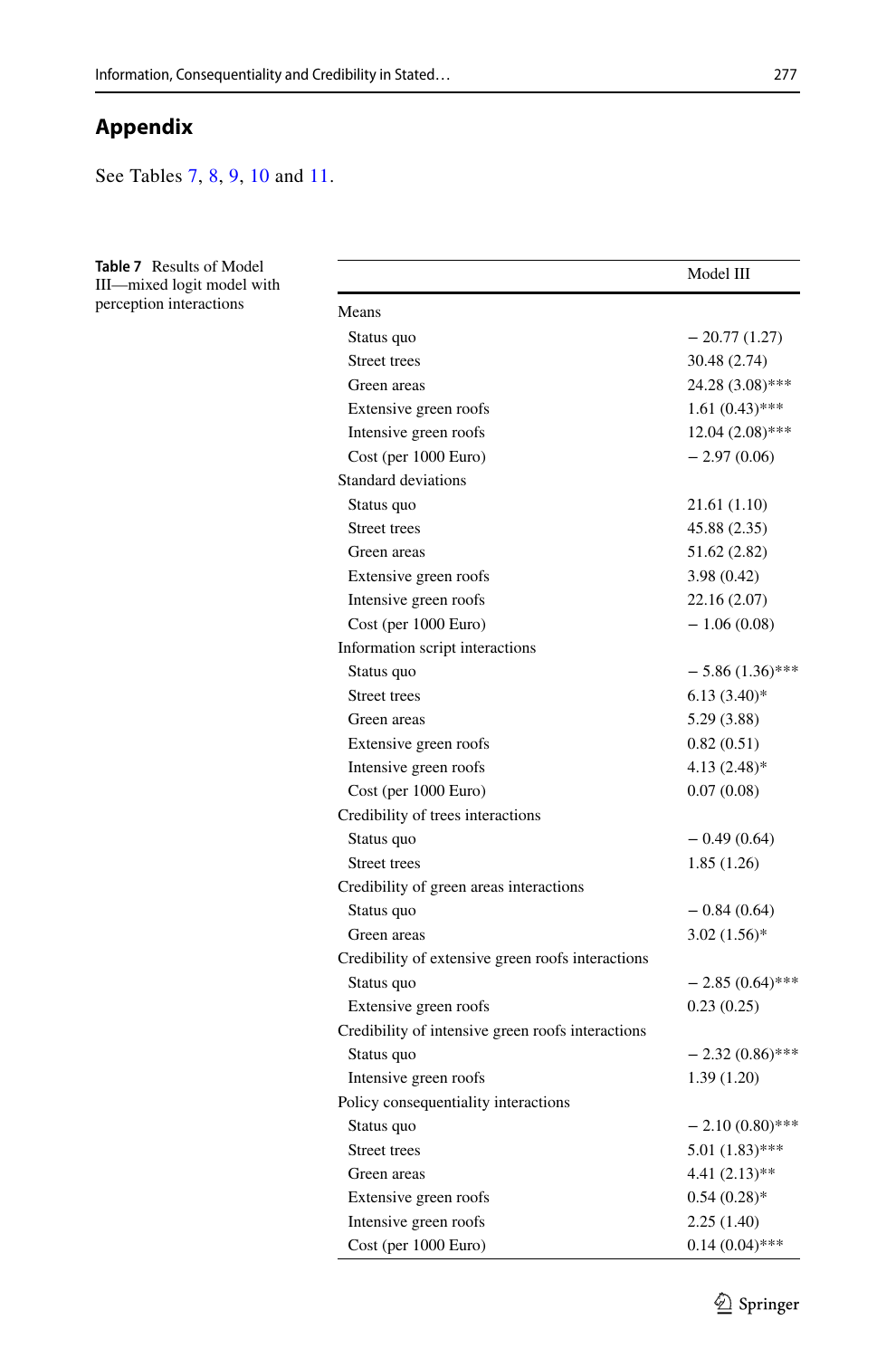## Appendix

See Tables 7, 8, 9, 10 and 11.

**Table 7** Results of Model III—mixed logit model with perception interactions

| | Model III |
|---|---|
| Means | |
| Status quo | − 20.77 (1.27) |
| Street trees | 30.48 (2.74) |
| Green areas | 24.28 (3.08)*** |
| Extensive green roofs | 1.61 (0.43)*** |
| Intensive green roofs | 12.04 (2.08)*** |
| Cost (per 1000 Euro) | − 2.97 (0.06) |
| Standard deviations | |
| Status quo | 21.61 (1.10) |
| Street trees | 45.88 (2.35) |
| Green areas | 51.62 (2.82) |
| Extensive green roofs | 3.98 (0.42) |
| Intensive green roofs | 22.16 (2.07) |
| Cost (per 1000 Euro) | − 1.06 (0.08) |
| Information script interactions | |
| Status quo | − 5.86 (1.36)*** |
| Street trees | 6.13 (3.40)* |
| Green areas | 5.29 (3.88) |
| Extensive green roofs | 0.82 (0.51) |
| Intensive green roofs | 4.13 (2.48)* |
| Cost (per 1000 Euro) | 0.07 (0.08) |
| Credibility of trees interactions | |
| Status quo | − 0.49 (0.64) |
| Street trees | 1.85 (1.26) |
| Credibility of green areas interactions | |
| Status quo | − 0.84 (0.64) |
| Green areas | 3.02 (1.56)* |
| Credibility of extensive green roofs interactions | |
| Status quo | − 2.85 (0.64)*** |
| Extensive green roofs | 0.23 (0.25) |
| Credibility of intensive green roofs interactions | |
| Status quo | − 2.32 (0.86)*** |
| Intensive green roofs | 1.39 (1.20) |
| Policy consequentiality interactions | |
| Status quo | − 2.10 (0.80)*** |
| Street trees | 5.01 (1.83)*** |
| Green areas | 4.41 (2.13)** |
| Extensive green roofs | 0.54 (0.28)* |
| Intensive green roofs | 2.25 (1.40) |
| Cost (per 1000 Euro) | 0.14 (0.04)*** |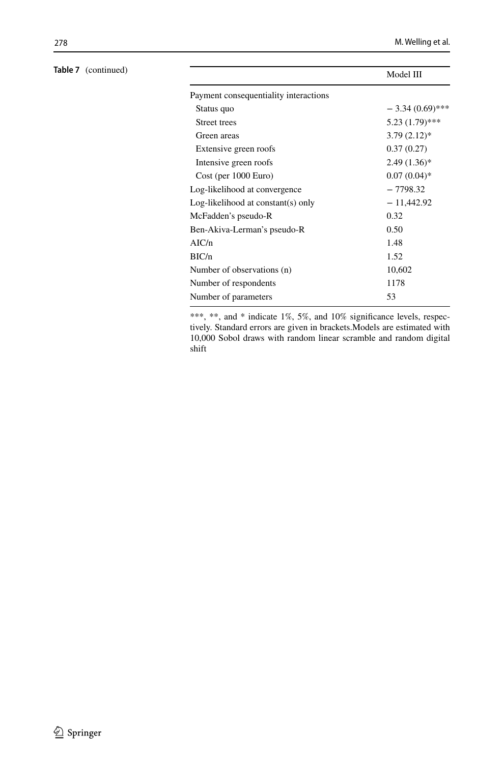**Table 7** (continued)

| | Model III |
|---|---|
| Payment consequentiality interactions | |
| Status quo | − 3.34 (0.69)*** |
| Street trees | 5.23 (1.79)*** |
| Green areas | 3.79 (2.12)* |
| Extensive green roofs | 0.37 (0.27) |
| Intensive green roofs | 2.49 (1.36)* |
| Cost (per 1000 Euro) | 0.07 (0.04)* |
| Log-likelihood at convergence | − 7798.32 |
| Log-likelihood at constant(s) only | − 11,442.92 |
| McFadden's pseudo-R | 0.32 |
| Ben-Akiva-Lerman's pseudo-R | 0.50 |
| AIC/n | 1.48 |
| BIC/n | 1.52 |
| Number of observations (n) | 10,602 |
| Number of respondents | 1178 |
| Number of parameters | 53 |

***, **, and * indicate 1%, 5%, and 10% significance levels, respectively. Standard errors are given in brackets.Models are estimated with 10,000 Sobol draws with random linear scramble and random digital shift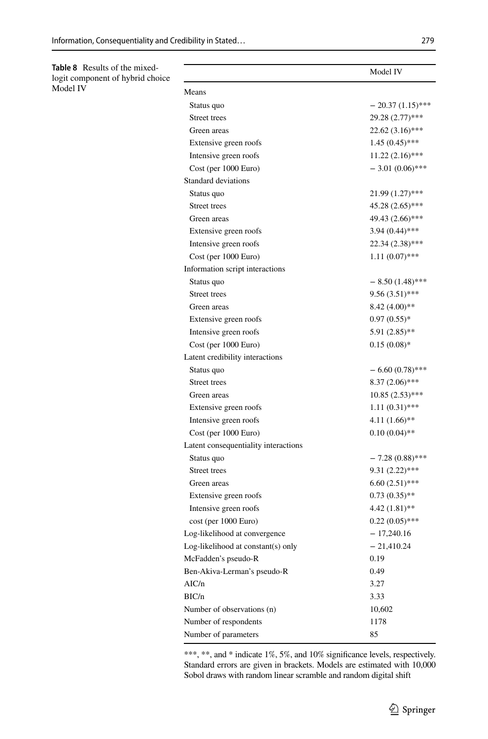**Table 8** Results of the mixed-logit component of hybrid choice Model IV

| | Model IV |
|---|---|
| Means | |
| Status quo | − 20.37 (1.15)*** |
| Street trees | 29.28 (2.77)*** |
| Green areas | 22.62 (3.16)*** |
| Extensive green roofs | 1.45 (0.45)*** |
| Intensive green roofs | 11.22 (2.16)*** |
| Cost (per 1000 Euro) | − 3.01 (0.06)*** |
| Standard deviations | |
| Status quo | 21.99 (1.27)*** |
| Street trees | 45.28 (2.65)*** |
| Green areas | 49.43 (2.66)*** |
| Extensive green roofs | 3.94 (0.44)*** |
| Intensive green roofs | 22.34 (2.38)*** |
| Cost (per 1000 Euro) | 1.11 (0.07)*** |
| Information script interactions | |
| Status quo | − 8.50 (1.48)*** |
| Street trees | 9.56 (3.51)*** |
| Green areas | 8.42 (4.00)** |
| Extensive green roofs | 0.97 (0.55)* |
| Intensive green roofs | 5.91 (2.85)** |
| Cost (per 1000 Euro) | 0.15 (0.08)* |
| Latent credibility interactions | |
| Status quo | − 6.60 (0.78)*** |
| Street trees | 8.37 (2.06)*** |
| Green areas | 10.85 (2.53)*** |
| Extensive green roofs | 1.11 (0.31)*** |
| Intensive green roofs | 4.11 (1.66)** |
| Cost (per 1000 Euro) | 0.10 (0.04)** |
| Latent consequentiality interactions | |
| Status quo | − 7.28 (0.88)*** |
| Street trees | 9.31 (2.22)*** |
| Green areas | 6.60 (2.51)*** |
| Extensive green roofs | 0.73 (0.35)** |
| Intensive green roofs | 4.42 (1.81)** |
| cost (per 1000 Euro) | 0.22 (0.05)*** |
| Log-likelihood at convergence | − 17,240.16 |
| Log-likelihood at constant(s) only | − 21,410.24 |
| McFadden's pseudo-R | 0.19 |
| Ben-Akiva-Lerman's pseudo-R | 0.49 |
| AIC/n | 3.27 |
| BIC/n | 3.33 |
| Number of observations (n) | 10,602 |
| Number of respondents | 1178 |
| Number of parameters | 85 |

***, **, and * indicate 1%, 5%, and 10% significance levels, respectively. Standard errors are given in brackets. Models are estimated with 10,000 Sobol draws with random linear scramble and random digital shift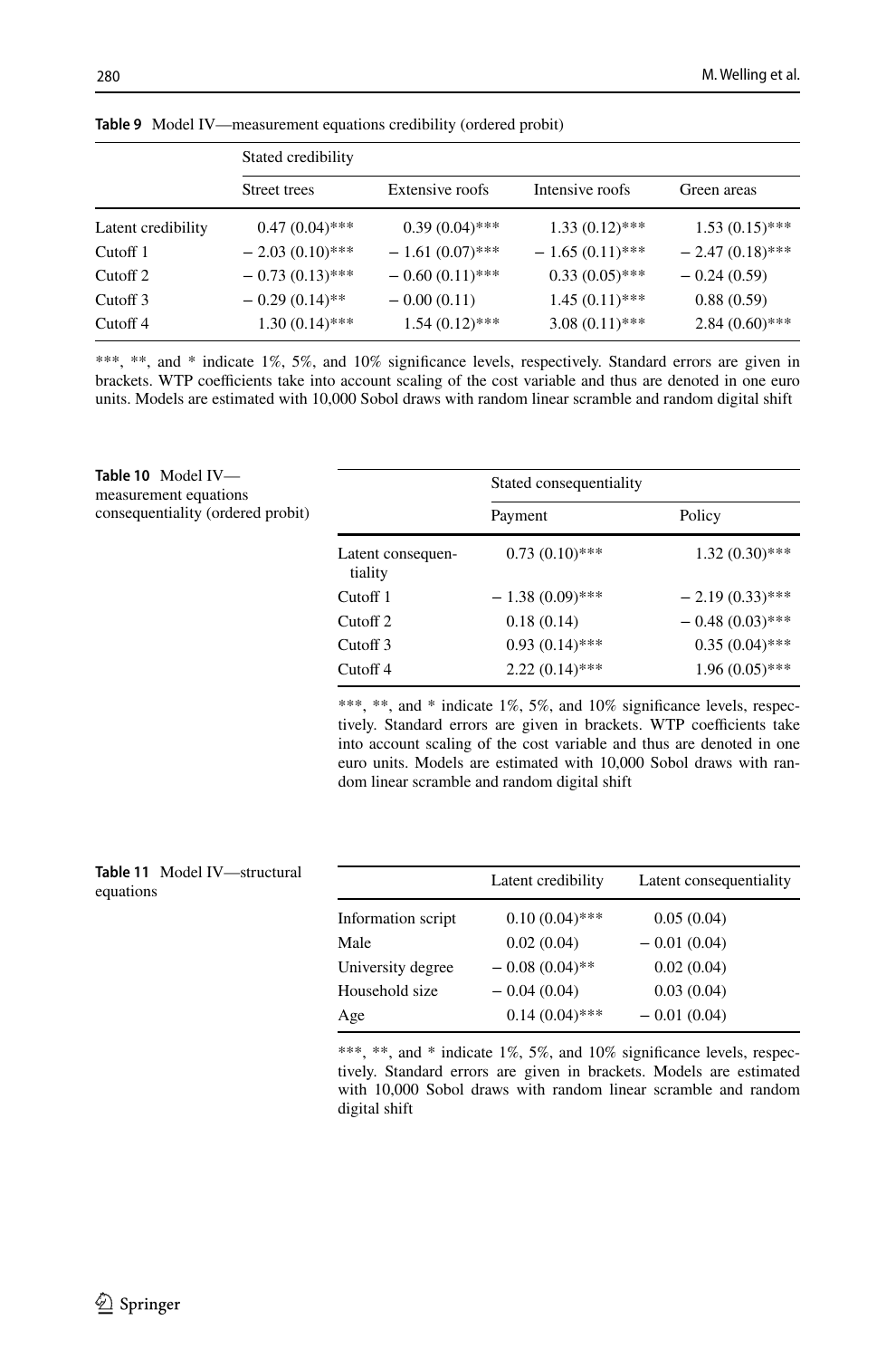**Table 9** Model IV—measurement equations credibility (ordered probit)

| | Stated credibility | | | |
|---|---|---|---|---|
| | Street trees | Extensive roofs | Intensive roofs | Green areas |
| Latent credibility | 0.47 (0.04)*** | 0.39 (0.04)*** | 1.33 (0.12)*** | 1.53 (0.15)*** |
| Cutoff 1 | − 2.03 (0.10)*** | − 1.61 (0.07)*** | − 1.65 (0.11)*** | − 2.47 (0.18)*** |
| Cutoff 2 | − 0.73 (0.13)*** | − 0.60 (0.11)*** | 0.33 (0.05)*** | − 0.24 (0.59) |
| Cutoff 3 | − 0.29 (0.14)** | − 0.00 (0.11) | 1.45 (0.11)*** | 0.88 (0.59) |
| Cutoff 4 | 1.30 (0.14)*** | 1.54 (0.12)*** | 3.08 (0.11)*** | 2.84 (0.60)*** |

***, **, and * indicate 1%, 5%, and 10% significance levels, respectively. Standard errors are given in brackets. WTP coefficients take into account scaling of the cost variable and thus are denoted in one euro units. Models are estimated with 10,000 Sobol draws with random linear scramble and random digital shift

**Table 10** Model IV—measurement equations consequentiality (ordered probit)

| | Stated consequentiality | |
|---|---|---|
| | Payment | Policy |
| Latent consequentiality | 0.73 (0.10)*** | 1.32 (0.30)*** |
| Cutoff 1 | − 1.38 (0.09)*** | − 2.19 (0.33)*** |
| Cutoff 2 | 0.18 (0.14) | − 0.48 (0.03)*** |
| Cutoff 3 | 0.93 (0.14)*** | 0.35 (0.04)*** |
| Cutoff 4 | 2.22 (0.14)*** | 1.96 (0.05)*** |

***, **, and * indicate 1%, 5%, and 10% significance levels, respectively. Standard errors are given in brackets. WTP coefficients take into account scaling of the cost variable and thus are denoted in one euro units. Models are estimated with 10,000 Sobol draws with random linear scramble and random digital shift

**Table 11** Model IV—structural equations

| | Latent credibility | Latent consequentiality |
|---|---|---|
| Information script | 0.10 (0.04)*** | 0.05 (0.04) |
| Male | 0.02 (0.04) | − 0.01 (0.04) |
| University degree | − 0.08 (0.04)** | 0.02 (0.04) |
| Household size | − 0.04 (0.04) | 0.03 (0.04) |
| Age | 0.14 (0.04)*** | − 0.01 (0.04) |

***, **, and * indicate 1%, 5%, and 10% significance levels, respectively. Standard errors are given in brackets. Models are estimated with 10,000 Sobol draws with random linear scramble and random digital shift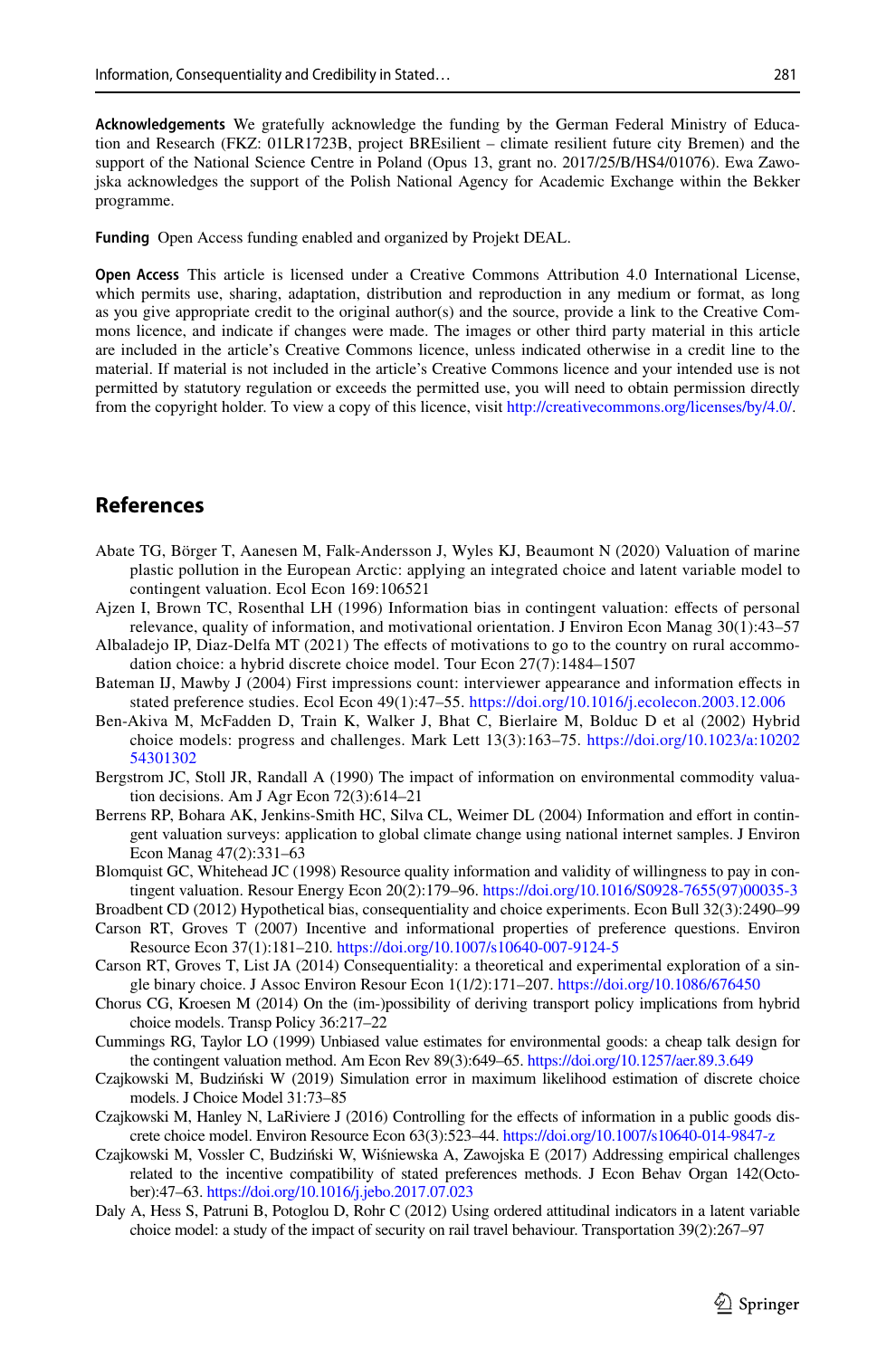**Acknowledgements** We gratefully acknowledge the funding by the German Federal Ministry of Education and Research (FKZ: 01LR1723B, project BREsilient – climate resilient future city Bremen) and the support of the National Science Centre in Poland (Opus 13, grant no. 2017/25/B/HS4/01076). Ewa Zawojska acknowledges the support of the Polish National Agency for Academic Exchange within the Bekker programme.

**Funding** Open Access funding enabled and organized by Projekt DEAL.

**Open Access** This article is licensed under a Creative Commons Attribution 4.0 International License, which permits use, sharing, adaptation, distribution and reproduction in any medium or format, as long as you give appropriate credit to the original author(s) and the source, provide a link to the Creative Commons licence, and indicate if changes were made. The images or other third party material in this article are included in the article's Creative Commons licence, unless indicated otherwise in a credit line to the material. If material is not included in the article's Creative Commons licence and your intended use is not permitted by statutory regulation or exceeds the permitted use, you will need to obtain permission directly from the copyright holder. To view a copy of this licence, visit http://creativecommons.org/licenses/by/4.0/.

## References

Abate TG, Börger T, Aanesen M, Falk-Andersson J, Wyles KJ, Beaumont N (2020) Valuation of marine plastic pollution in the European Arctic: applying an integrated choice and latent variable model to contingent valuation. Ecol Econ 169:106521

Ajzen I, Brown TC, Rosenthal LH (1996) Information bias in contingent valuation: effects of personal relevance, quality of information, and motivational orientation. J Environ Econ Manag 30(1):43–57

Albaladejo IP, Diaz-Delfa MT (2021) The effects of motivations to go to the country on rural accommodation choice: a hybrid discrete choice model. Tour Econ 27(7):1484–1507

Bateman IJ, Mawby J (2004) First impressions count: interviewer appearance and information effects in stated preference studies. Ecol Econ 49(1):47–55. https://doi.org/10.1016/j.ecolecon.2003.12.006

Ben-Akiva M, McFadden D, Train K, Walker J, Bhat C, Bierlaire M, Bolduc D et al (2002) Hybrid choice models: progress and challenges. Mark Lett 13(3):163–75. https://doi.org/10.1023/a:1020254301302

Bergstrom JC, Stoll JR, Randall A (1990) The impact of information on environmental commodity valuation decisions. Am J Agr Econ 72(3):614–21

Berrens RP, Bohara AK, Jenkins-Smith HC, Silva CL, Weimer DL (2004) Information and effort in contingent valuation surveys: application to global climate change using national internet samples. J Environ Econ Manag 47(2):331–63

Blomquist GC, Whitehead JC (1998) Resource quality information and validity of willingness to pay in contingent valuation. Resour Energy Econ 20(2):179–96. https://doi.org/10.1016/S0928-7655(97)00035-3

Broadbent CD (2012) Hypothetical bias, consequentiality and choice experiments. Econ Bull 32(3):2490–99

Carson RT, Groves T (2007) Incentive and informational properties of preference questions. Environ Resource Econ 37(1):181–210. https://doi.org/10.1007/s10640-007-9124-5

Carson RT, Groves T, List JA (2014) Consequentiality: a theoretical and experimental exploration of a single binary choice. J Assoc Environ Resour Econ 1(1/2):171–207. https://doi.org/10.1086/676450

Chorus CG, Kroesen M (2014) On the (im-)possibility of deriving transport policy implications from hybrid choice models. Transp Policy 36:217–22

Cummings RG, Taylor LO (1999) Unbiased value estimates for environmental goods: a cheap talk design for the contingent valuation method. Am Econ Rev 89(3):649–65. https://doi.org/10.1257/aer.89.3.649

Czajkowski M, Budziński W (2019) Simulation error in maximum likelihood estimation of discrete choice models. J Choice Model 31:73–85

Czajkowski M, Hanley N, LaRiviere J (2016) Controlling for the effects of information in a public goods discrete choice model. Environ Resource Econ 63(3):523–44. https://doi.org/10.1007/s10640-014-9847-z

Czajkowski M, Vossler C, Budziński W, Wiśniewska A, Zawojska E (2017) Addressing empirical challenges related to the incentive compatibility of stated preferences methods. J Econ Behav Organ 142(October):47–63. https://doi.org/10.1016/j.jebo.2017.07.023

Daly A, Hess S, Patruni B, Potoglou D, Rohr C (2012) Using ordered attitudinal indicators in a latent variable choice model: a study of the impact of security on rail travel behaviour. Transportation 39(2):267–97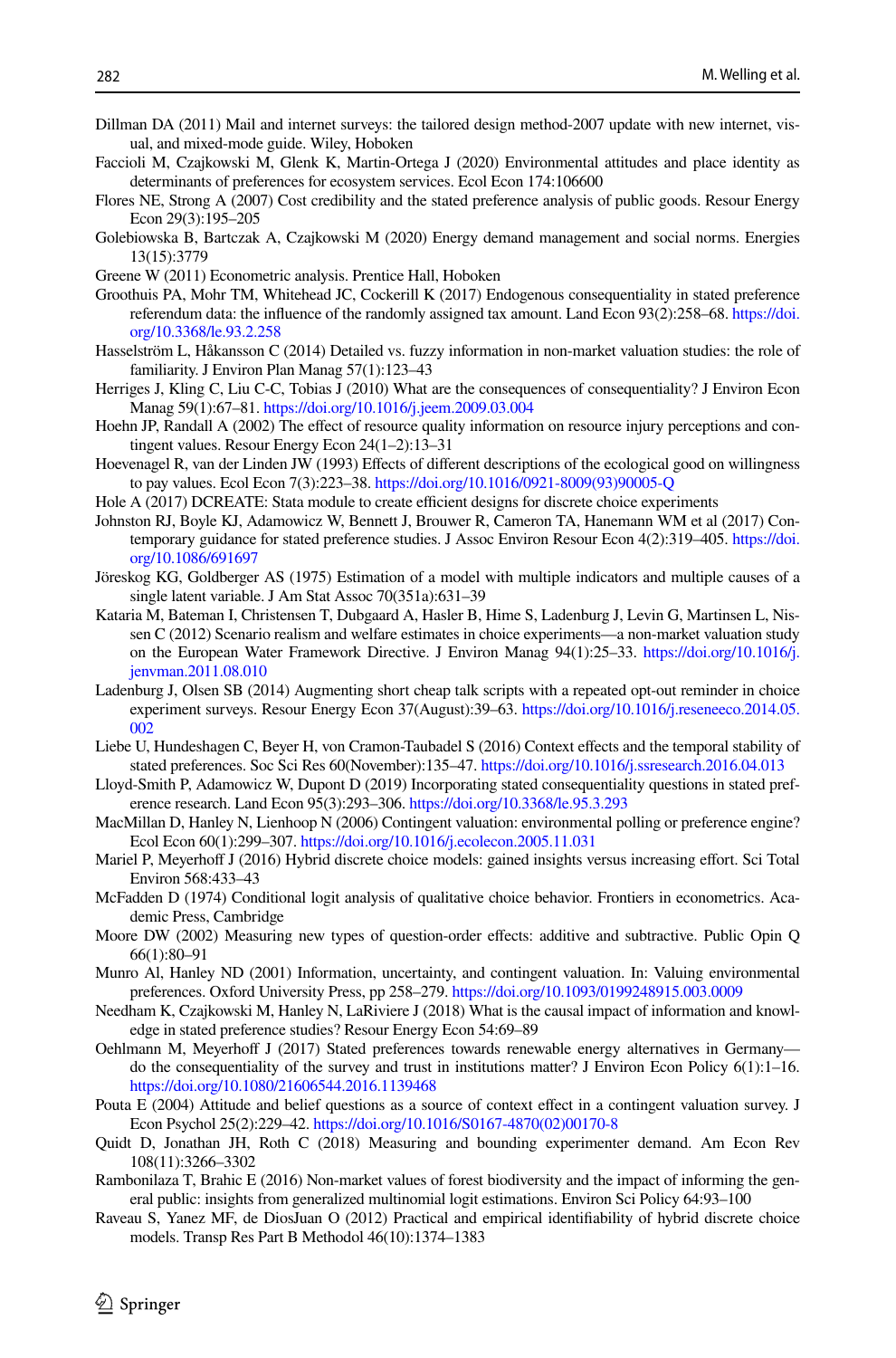Dillman DA (2011) Mail and internet surveys: the tailored design method-2007 update with new internet, visual, and mixed-mode guide. Wiley, Hoboken

Faccioli M, Czajkowski M, Glenk K, Martin-Ortega J (2020) Environmental attitudes and place identity as determinants of preferences for ecosystem services. Ecol Econ 174:106600

Flores NE, Strong A (2007) Cost credibility and the stated preference analysis of public goods. Resour Energy Econ 29(3):195–205

Golebiowska B, Bartczak A, Czajkowski M (2020) Energy demand management and social norms. Energies 13(15):3779

Greene W (2011) Econometric analysis. Prentice Hall, Hoboken

Groothuis PA, Mohr TM, Whitehead JC, Cockerill K (2017) Endogenous consequentiality in stated preference referendum data: the influence of the randomly assigned tax amount. Land Econ 93(2):258–68. https://doi.org/10.3368/le.93.2.258

Hasselström L, Håkansson C (2014) Detailed vs. fuzzy information in non-market valuation studies: the role of familiarity. J Environ Plan Manag 57(1):123–43

Herriges J, Kling C, Liu C-C, Tobias J (2010) What are the consequences of consequentiality? J Environ Econ Manag 59(1):67–81. https://doi.org/10.1016/j.jeem.2009.03.004

Hoehn JP, Randall A (2002) The effect of resource quality information on resource injury perceptions and contingent values. Resour Energy Econ 24(1–2):13–31

Hoevenagel R, van der Linden JW (1993) Effects of different descriptions of the ecological good on willingness to pay values. Ecol Econ 7(3):223–38. https://doi.org/10.1016/0921-8009(93)90005-Q

Hole A (2017) DCREATE: Stata module to create efficient designs for discrete choice experiments

Johnston RJ, Boyle KJ, Adamowicz W, Bennett J, Brouwer R, Cameron TA, Hanemann WM et al (2017) Contemporary guidance for stated preference studies. J Assoc Environ Resour Econ 4(2):319–405. https://doi.org/10.1086/691697

Jöreskog KG, Goldberger AS (1975) Estimation of a model with multiple indicators and multiple causes of a single latent variable. J Am Stat Assoc 70(351a):631–39

Kataria M, Bateman I, Christensen T, Dubgaard A, Hasler B, Hime S, Ladenburg J, Levin G, Martinsen L, Nissen C (2012) Scenario realism and welfare estimates in choice experiments—a non-market valuation study on the European Water Framework Directive. J Environ Manag 94(1):25–33. https://doi.org/10.1016/j.jenvman.2011.08.010

Ladenburg J, Olsen SB (2014) Augmenting short cheap talk scripts with a repeated opt-out reminder in choice experiment surveys. Resour Energy Econ 37(August):39–63. https://doi.org/10.1016/j.reseneeco.2014.05.002

Liebe U, Hundeshagen C, Beyer H, von Cramon-Taubadel S (2016) Context effects and the temporal stability of stated preferences. Soc Sci Res 60(November):135–47. https://doi.org/10.1016/j.ssresearch.2016.04.013

Lloyd-Smith P, Adamowicz W, Dupont D (2019) Incorporating stated consequentiality questions in stated preference research. Land Econ 95(3):293–306. https://doi.org/10.3368/le.95.3.293

MacMillan D, Hanley N, Lienhoop N (2006) Contingent valuation: environmental polling or preference engine? Ecol Econ 60(1):299–307. https://doi.org/10.1016/j.ecolecon.2005.11.031

Mariel P, Meyerhoff J (2016) Hybrid discrete choice models: gained insights versus increasing effort. Sci Total Environ 568:433–43

McFadden D (1974) Conditional logit analysis of qualitative choice behavior. Frontiers in econometrics. Academic Press, Cambridge

Moore DW (2002) Measuring new types of question-order effects: additive and subtractive. Public Opin Q 66(1):80–91

Munro Al, Hanley ND (2001) Information, uncertainty, and contingent valuation. In: Valuing environmental preferences. Oxford University Press, pp 258–279. https://doi.org/10.1093/0199248915.003.0009

Needham K, Czajkowski M, Hanley N, LaRiviere J (2018) What is the causal impact of information and knowledge in stated preference studies? Resour Energy Econ 54:69–89

Oehlmann M, Meyerhoff J (2017) Stated preferences towards renewable energy alternatives in Germany—do the consequentiality of the survey and trust in institutions matter? J Environ Econ Policy 6(1):1–16. https://doi.org/10.1080/21606544.2016.1139468

Pouta E (2004) Attitude and belief questions as a source of context effect in a contingent valuation survey. J Econ Psychol 25(2):229–42. https://doi.org/10.1016/S0167-4870(02)00170-8

Quidt D, Jonathan JH, Roth C (2018) Measuring and bounding experimenter demand. Am Econ Rev 108(11):3266–3302

Rambonilaza T, Brahic E (2016) Non-market values of forest biodiversity and the impact of informing the general public: insights from generalized multinomial logit estimations. Environ Sci Policy 64:93–100

Raveau S, Yanez MF, de DiosJuan O (2012) Practical and empirical identifiability of hybrid discrete choice models. Transp Res Part B Methodol 46(10):1374–1383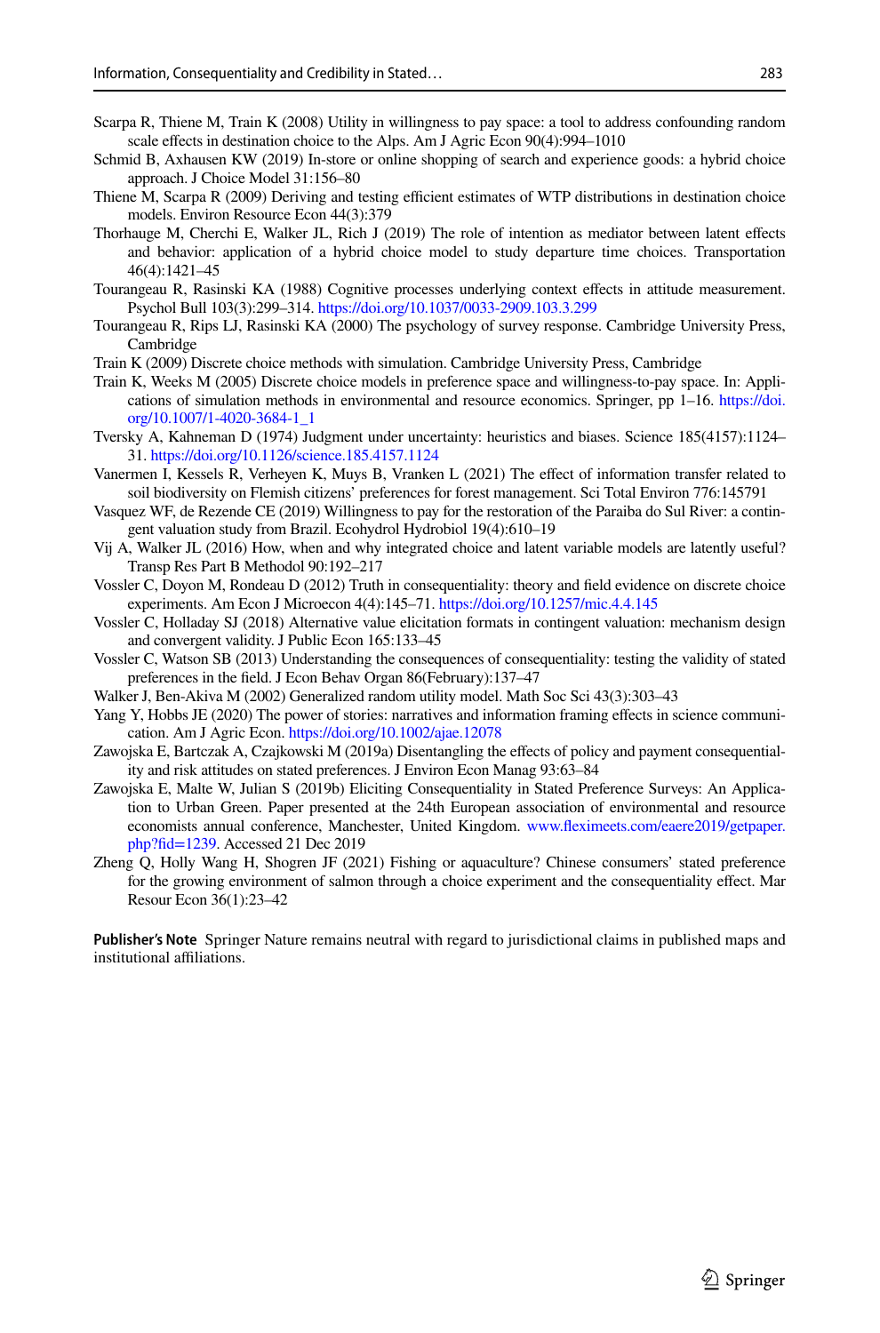Scarpa R, Thiene M, Train K (2008) Utility in willingness to pay space: a tool to address confounding random scale effects in destination choice to the Alps. Am J Agric Econ 90(4):994–1010

Schmid B, Axhausen KW (2019) In-store or online shopping of search and experience goods: a hybrid choice approach. J Choice Model 31:156–80

Thiene M, Scarpa R (2009) Deriving and testing efficient estimates of WTP distributions in destination choice models. Environ Resource Econ 44(3):379

Thorhauge M, Cherchi E, Walker JL, Rich J (2019) The role of intention as mediator between latent effects and behavior: application of a hybrid choice model to study departure time choices. Transportation 46(4):1421–45

Tourangeau R, Rasinski KA (1988) Cognitive processes underlying context effects in attitude measurement. Psychol Bull 103(3):299–314. https://doi.org/10.1037/0033-2909.103.3.299

Tourangeau R, Rips LJ, Rasinski KA (2000) The psychology of survey response. Cambridge University Press, Cambridge

Train K (2009) Discrete choice methods with simulation. Cambridge University Press, Cambridge

Train K, Weeks M (2005) Discrete choice models in preference space and willingness-to-pay space. In: Applications of simulation methods in environmental and resource economics. Springer, pp 1–16. https://doi.org/10.1007/1-4020-3684-1_1

Tversky A, Kahneman D (1974) Judgment under uncertainty: heuristics and biases. Science 185(4157):1124–31. https://doi.org/10.1126/science.185.4157.1124

Vanermen I, Kessels R, Verheyen K, Muys B, Vranken L (2021) The effect of information transfer related to soil biodiversity on Flemish citizens' preferences for forest management. Sci Total Environ 776:145791

Vasquez WF, de Rezende CE (2019) Willingness to pay for the restoration of the Paraiba do Sul River: a contingent valuation study from Brazil. Ecohydrol Hydrobiol 19(4):610–19

Vij A, Walker JL (2016) How, when and why integrated choice and latent variable models are latently useful? Transp Res Part B Methodol 90:192–217

Vossler C, Doyon M, Rondeau D (2012) Truth in consequentiality: theory and field evidence on discrete choice experiments. Am Econ J Microecon 4(4):145–71. https://doi.org/10.1257/mic.4.4.145

Vossler C, Holladay SJ (2018) Alternative value elicitation formats in contingent valuation: mechanism design and convergent validity. J Public Econ 165:133–45

Vossler C, Watson SB (2013) Understanding the consequences of consequentiality: testing the validity of stated preferences in the field. J Econ Behav Organ 86(February):137–47

Walker J, Ben-Akiva M (2002) Generalized random utility model. Math Soc Sci 43(3):303–43

Yang Y, Hobbs JE (2020) The power of stories: narratives and information framing effects in science communication. Am J Agric Econ. https://doi.org/10.1002/ajae.12078

Zawojska E, Bartczak A, Czajkowski M (2019a) Disentangling the effects of policy and payment consequentiality and risk attitudes on stated preferences. J Environ Econ Manag 93:63–84

Zawojska E, Malte W, Julian S (2019b) Eliciting Consequentiality in Stated Preference Surveys: An Application to Urban Green. Paper presented at the 24th European association of environmental and resource economists annual conference, Manchester, United Kingdom. www.fleximeets.com/eaere2019/getpaper.php?fid=1239. Accessed 21 Dec 2019

Zheng Q, Holly Wang H, Shogren JF (2021) Fishing or aquaculture? Chinese consumers' stated preference for the growing environment of salmon through a choice experiment and the consequentiality effect. Mar Resour Econ 36(1):23–42

**Publisher's Note** Springer Nature remains neutral with regard to jurisdictional claims in published maps and institutional affiliations.